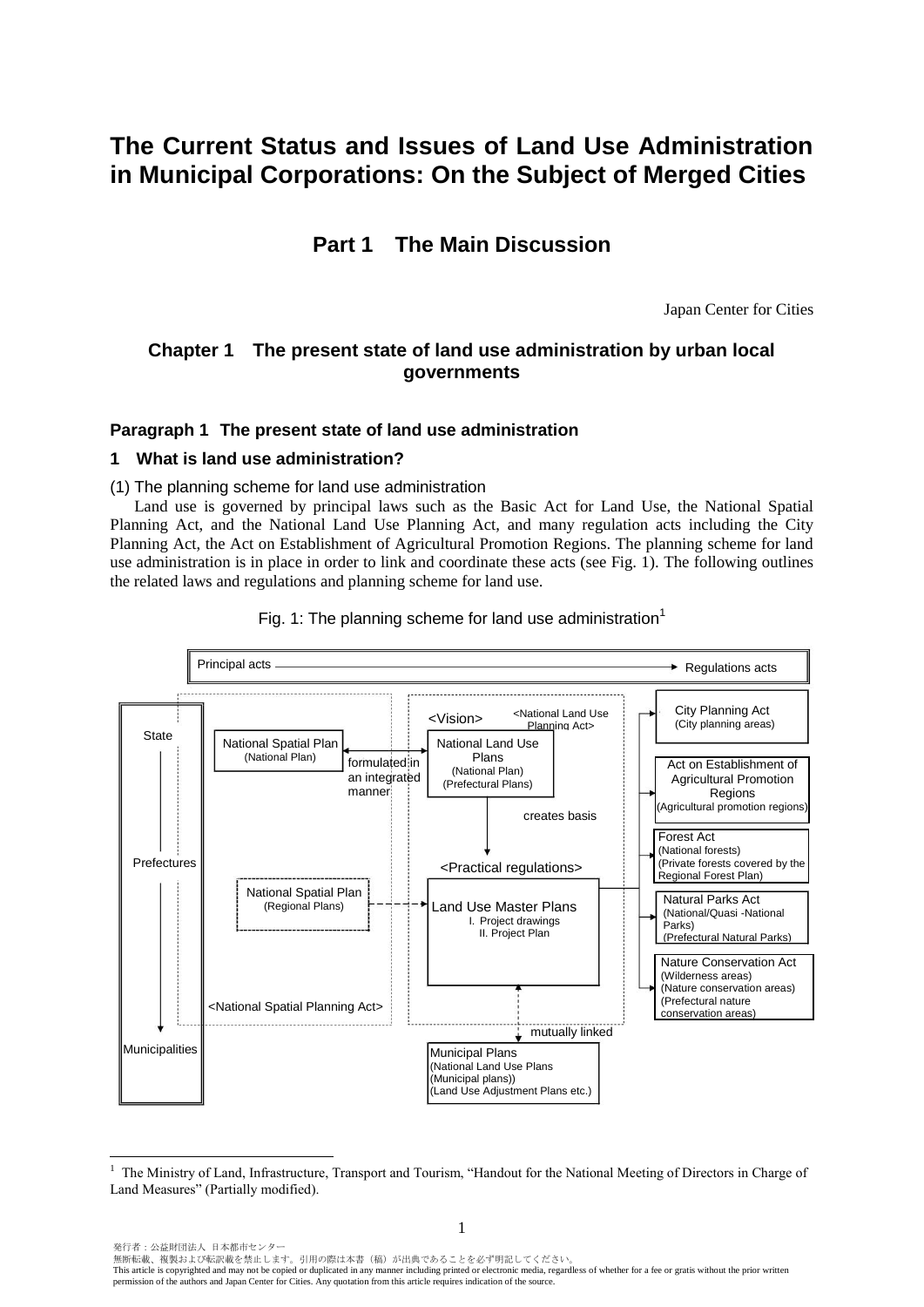# The Current Status and Issues of Land Use Administration in Municipal Corporations: On the Subject of Merged Cities

## Part 1 The Main Discussion

Japan Center for Cities

### Chapter 1 The present state of land use administration by urban local governments

#### Paragraph 1 The present state of land use administration

**1 What is land use administration?**

(1) The planning scheme for land use administration

Land use is governed by principal laws such as the Basic Act for Land Use, the National Spatial Planning Act, and the National Land Use Planning Act, and many regulation acts including the City Planning Act, the Act on Establishment of Agricultural Promotion Regions. The planning scheme for land use administration is in place in order to link and coordinate these acts (see Fig. 1). The following outlines the related laws and regulations and planning scheme for land use.

Fig. 1: The planning scheme for land use administration[1]

Principal acts → Regulations acts

State → Prefectures → Municipalities

<National Spatial Planning Act>
- National Spatial Plan (National Plan)
- National Spatial Plan (Regional Plans)

<Vision> <National Land Use Planning Act>
- National Land Use Plans (National Plan) (Prefectural Plans) — formulated in an integrated manner with the National Spatial Plan (National Plan)
- creates basis

<Practical regulations>
- Land Use Master Plans
  - I. Project drawings
  - II. Project Plan

mutually linked
- Municipal Plans (National Land Use Plans (Municipal plans)) (Land Use Adjustment Plans etc.)

Regulations acts:
- City Planning Act (City planning areas)
- Act on Establishment of Agricultural Promotion Regions (Agricultural promotion regions)
- Forest Act (National forests) (Private forests covered by the Regional Forest Plan)
- Natural Parks Act (National/Quasi -National Parks) (Prefectural Natural Parks)
- Nature Conservation Act (Wilderness areas) (Nature conservation areas) (Prefectural nature conservation areas)

---

[1] The Ministry of Land, Infrastructure, Transport and Tourism, "Handout for the National Meeting of Directors in Charge of Land Measures" (Partially modified).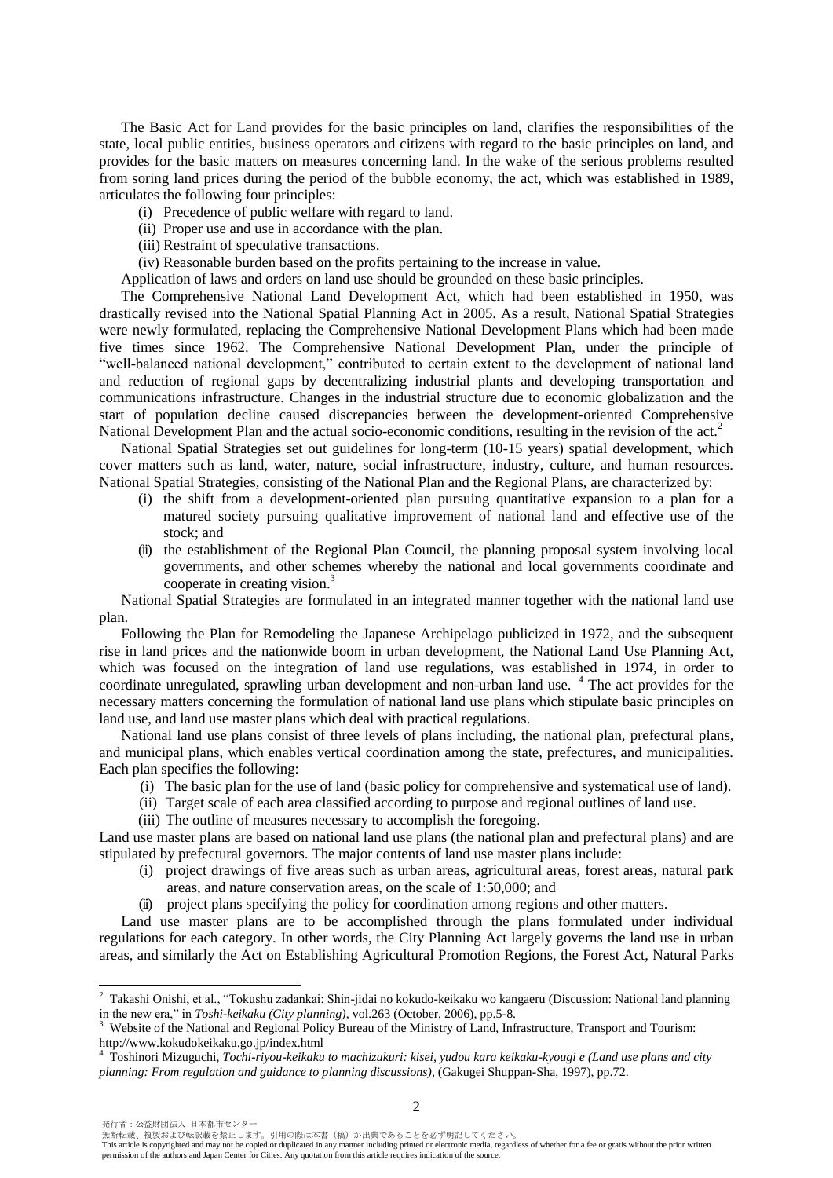The Basic Act for Land provides for the basic principles on land, clarifies the responsibilities of the state, local public entities, business operators and citizens with regard to the basic principles on land, and provides for the basic matters on measures concerning land. In the wake of the serious problems resulted from soring land prices during the period of the bubble economy, the act, which was established in 1989, articulates the following four principles:

(i) Precedence of public welfare with regard to land.
(ii) Proper use and use in accordance with the plan.
(iii) Restraint of speculative transactions.
(iv) Reasonable burden based on the profits pertaining to the increase in value.

Application of laws and orders on land use should be grounded on these basic principles.

The Comprehensive National Land Development Act, which had been established in 1950, was drastically revised into the National Spatial Planning Act in 2005. As a result, National Spatial Strategies were newly formulated, replacing the Comprehensive National Development Plans which had been made five times since 1962. The Comprehensive National Development Plan, under the principle of "well-balanced national development," contributed to certain extent to the development of national land and reduction of regional gaps by decentralizing industrial plants and developing transportation and communications infrastructure. Changes in the industrial structure due to economic globalization and the start of population decline caused discrepancies between the development-oriented Comprehensive National Development Plan and the actual socio-economic conditions, resulting in the revision of the act.[2]

National Spatial Strategies set out guidelines for long-term (10-15 years) spatial development, which cover matters such as land, water, nature, social infrastructure, industry, culture, and human resources. National Spatial Strategies, consisting of the National Plan and the Regional Plans, are characterized by:

(i) the shift from a development-oriented plan pursuing quantitative expansion to a plan for a matured society pursuing qualitative improvement of national land and effective use of the stock; and
(ii) the establishment of the Regional Plan Council, the planning proposal system involving local governments, and other schemes whereby the national and local governments coordinate and cooperate in creating vision.[3]

National Spatial Strategies are formulated in an integrated manner together with the national land use plan.

Following the Plan for Remodeling the Japanese Archipelago publicized in 1972, and the subsequent rise in land prices and the nationwide boom in urban development, the National Land Use Planning Act, which was focused on the integration of land use regulations, was established in 1974, in order to coordinate unregulated, sprawling urban development and non-urban land use. [4] The act provides for the necessary matters concerning the formulation of national land use plans which stipulate basic principles on land use, and land use master plans which deal with practical regulations.

National land use plans consist of three levels of plans including, the national plan, prefectural plans, and municipal plans, which enables vertical coordination among the state, prefectures, and municipalities. Each plan specifies the following:

(i) The basic plan for the use of land (basic policy for comprehensive and systematical use of land).
(ii) Target scale of each area classified according to purpose and regional outlines of land use.
(iii) The outline of measures necessary to accomplish the foregoing.

Land use master plans are based on national land use plans (the national plan and prefectural plans) and are stipulated by prefectural governors. The major contents of land use master plans include:

(i) project drawings of five areas such as urban areas, agricultural areas, forest areas, natural park areas, and nature conservation areas, on the scale of 1:50,000; and
(ii) project plans specifying the policy for coordination among regions and other matters.

Land use master plans are to be accomplished through the plans formulated under individual regulations for each category. In other words, the City Planning Act largely governs the land use in urban areas, and similarly the Act on Establishing Agricultural Promotion Regions, the Forest Act, Natural Parks

---

[2] Takashi Onishi, et al., "Tokushu zadankai: Shin-jidai no kokudo-keikaku wo kangaeru (Discussion: National land planning in the new era," in *Toshi-keikaku (City planning)*, vol.263 (October, 2006), pp.5-8.

[3] Website of the National and Regional Policy Bureau of the Ministry of Land, Infrastructure, Transport and Tourism: http://www.kokudokeikaku.go.jp/index.html

[4] Toshinori Mizuguchi, *Tochi-riyou-keikaku to machizukuri: kisei, yudou kara keikaku-kyougi e (Land use plans and city planning: From regulation and guidance to planning discussions)*, (Gakugei Shuppan-Sha, 1997), pp.72.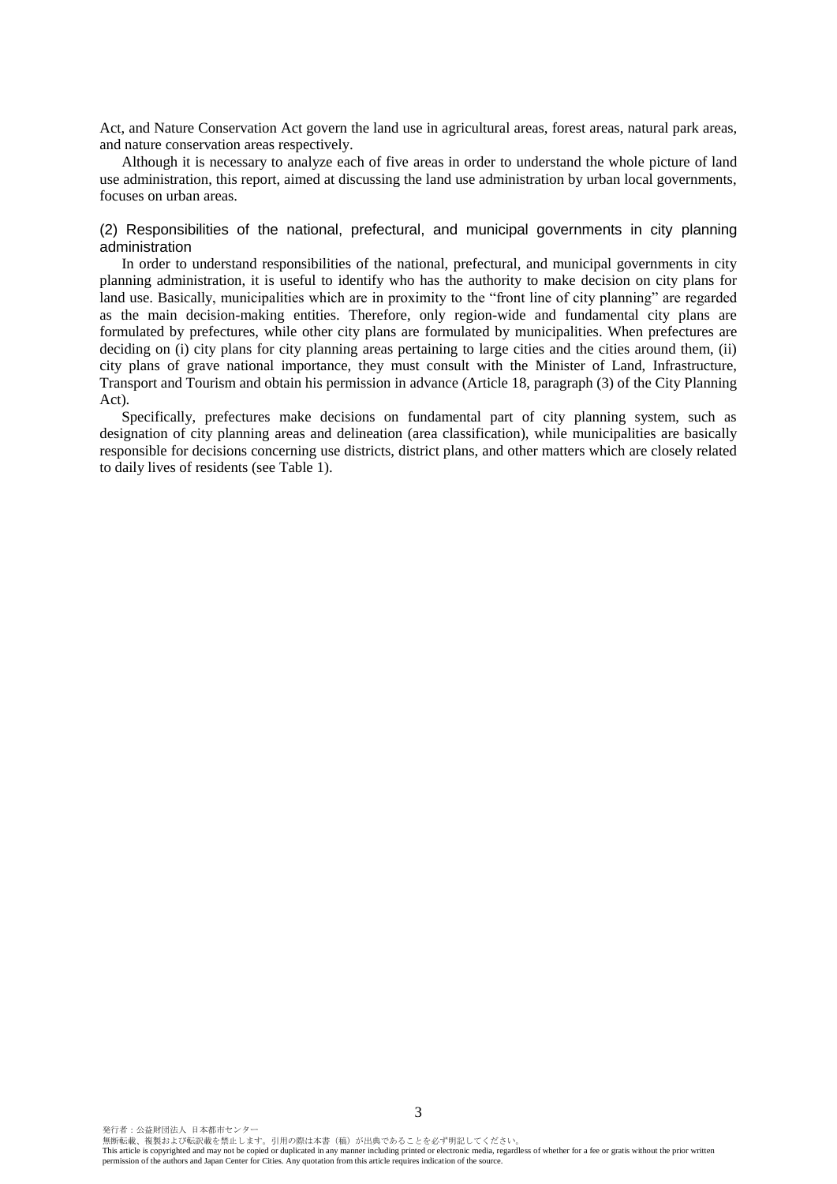Act, and Nature Conservation Act govern the land use in agricultural areas, forest areas, natural park areas, and nature conservation areas respectively.

Although it is necessary to analyze each of five areas in order to understand the whole picture of land use administration, this report, aimed at discussing the land use administration by urban local governments, focuses on urban areas.

### (2) Responsibilities of the national, prefectural, and municipal governments in city planning administration

In order to understand responsibilities of the national, prefectural, and municipal governments in city planning administration, it is useful to identify who has the authority to make decision on city plans for land use. Basically, municipalities which are in proximity to the "front line of city planning" are regarded as the main decision-making entities. Therefore, only region-wide and fundamental city plans are formulated by prefectures, while other city plans are formulated by municipalities. When prefectures are deciding on (i) city plans for city planning areas pertaining to large cities and the cities around them, (ii) city plans of grave national importance, they must consult with the Minister of Land, Infrastructure, Transport and Tourism and obtain his permission in advance (Article 18, paragraph (3) of the City Planning Act).

Specifically, prefectures make decisions on fundamental part of city planning system, such as designation of city planning areas and delineation (area classification), while municipalities are basically responsible for decisions concerning use districts, district plans, and other matters which are closely related to daily lives of residents (see Table 1).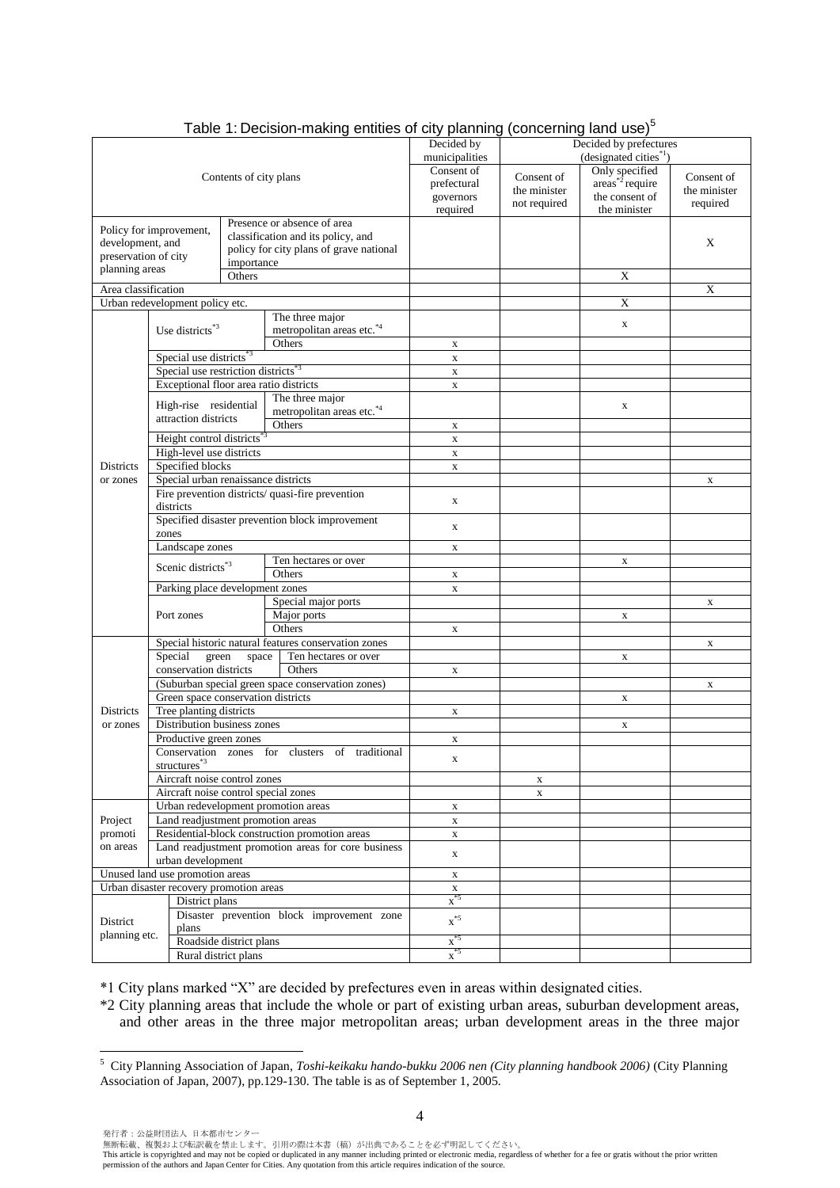Table 1: Decision-making entities of city planning (concerning land use)[5]

| Contents of city plans | | | Decided by municipalities | Decided by prefectures (designated cities[*1]) | | |
|---|---|---|---|---|---|---|
| | | | Consent of prefectural governors required | Consent of the minister not required | Only specified areas[*2] require the consent of the minister | Consent of the minister required |
| Policy for improvement, development, and preservation of city planning areas | Presence or absence of area classification and its policy, and policy for city plans of grave national importance | | | | | X |
| | Others | | | | X | |
| Area classification | | | | | | X |
| Urban redevelopment policy etc. | | | | | X | |
| Districts or zones | Use districts[*3] | The three major metropolitan areas etc.[*4] | | | x | |
| | | Others | x | | | |
| | Special use districts[*3] | | x | | | |
| | Special use restriction districts[*3] | | x | | | |
| | Exceptional floor area ratio districts | | x | | | |
| | High-rise residential attraction districts | The three major metropolitan areas etc.[*4] | | | x | |
| | | Others | x | | | |
| | Height control districts[*3] | | x | | | |
| | High-level use districts | | x | | | |
| | Specified blocks | | x | | | |
| | Special urban renaissance districts | | | | | x |
| | Fire prevention districts/ quasi-fire prevention districts | | x | | | |
| | Specified disaster prevention block improvement zones | | x | | | |
| | Landscape zones | | x | | | |
| | Scenic districts[*3] | Ten hectares or over | | | x | |
| | | Others | x | | | |
| | Parking place development zones | | x | | | |
| | Port zones | Special major ports | | | | x |
| | | Major ports | | | x | |
| | | Others | x | | | |
| Districts or zones | Special historic natural features conservation zones | | | | | x |
| | Special green space conservation districts | Ten hectares or over | | | x | |
| | | Others | x | | | |
| | (Suburban special green space conservation zones) | | | | | x |
| | Green space conservation districts | | | | x | |
| | Tree planting districts | | x | | | |
| | Distribution business zones | | | | x | |
| | Productive green zones | | x | | | |
| | Conservation zones for clusters of traditional structures[*3] | | x | | | |
| | Aircraft noise control zones | | | x | | |
| | Aircraft noise control special zones | | | x | | |
| Project promotion areas | Urban redevelopment promotion areas | | x | | | |
| | Land readjustment promotion areas | | x | | | |
| | Residential-block construction promotion areas | | x | | | |
| | Land readjustment promotion areas for core business urban development | | x | | | |
| Unused land use promotion areas | | | x | | | |
| Urban disaster recovery promotion areas | | | x | | | |
| District planning etc. | District plans | | x[*5] | | | |
| | Disaster prevention block improvement zone plans | | x[*5] | | | |
| | Roadside district plans | | x[*5] | | | |
| | Rural district plans | | x[*5] | | | |

*1 City plans marked "X" are decided by prefectures even in areas within designated cities.

*2 City planning areas that include the whole or part of existing urban areas, suburban development areas, and other areas in the three major metropolitan areas; urban development areas in the three major

---

[5] City Planning Association of Japan, *Toshi-keikaku hando-bukku 2006 nen (City planning handbook 2006)* (City Planning Association of Japan, 2007), pp.129-130. The table is as of September 1, 2005.

発行者：公益財団法人 日本都市センター
無断転載、複製および転訳載を禁止します。引用の際は本書（稿）が出典であることを必ず明記してください。
This article is copyrighted and may not be copied or duplicated in any manner including printed or electronic media, regardless of whether for a fee or gratis without the prior written permission of the authors and Japan Center for Cities. Any quotation from this article requires indication of the source.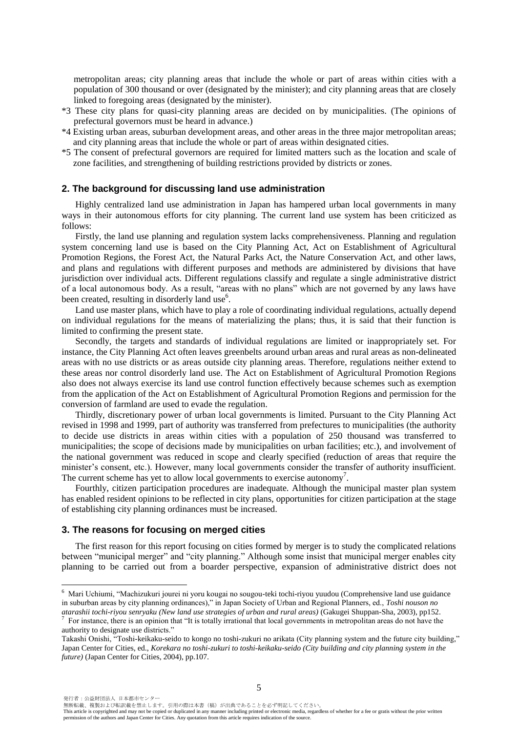metropolitan areas; city planning areas that include the whole or part of areas within cities with a population of 300 thousand or over (designated by the minister); and city planning areas that are closely linked to foregoing areas (designated by the minister).

*3 These city plans for quasi-city planning areas are decided on by municipalities. (The opinions of prefectural governors must be heard in advance.)

*4 Existing urban areas, suburban development areas, and other areas in the three major metropolitan areas; and city planning areas that include the whole or part of areas within designated cities.

*5 The consent of prefectural governors are required for limited matters such as the location and scale of zone facilities, and strengthening of building restrictions provided by districts or zones.

## 2. The background for discussing land use administration

Highly centralized land use administration in Japan has hampered urban local governments in many ways in their autonomous efforts for city planning. The current land use system has been criticized as follows:

Firstly, the land use planning and regulation system lacks comprehensiveness. Planning and regulation system concerning land use is based on the City Planning Act, Act on Establishment of Agricultural Promotion Regions, the Forest Act, the Natural Parks Act, the Nature Conservation Act, and other laws, and plans and regulations with different purposes and methods are administered by divisions that have jurisdiction over individual acts. Different regulations classify and regulate a single administrative district of a local autonomous body. As a result, "areas with no plans" which are not governed by any laws have been created, resulting in disorderly land use[6].

Land use master plans, which have to play a role of coordinating individual regulations, actually depend on individual regulations for the means of materializing the plans; thus, it is said that their function is limited to confirming the present state.

Secondly, the targets and standards of individual regulations are limited or inappropriately set. For instance, the City Planning Act often leaves greenbelts around urban areas and rural areas as non-delineated areas with no use districts or as areas outside city planning areas. Therefore, regulations neither extend to these areas nor control disorderly land use. The Act on Establishment of Agricultural Promotion Regions also does not always exercise its land use control function effectively because schemes such as exemption from the application of the Act on Establishment of Agricultural Promotion Regions and permission for the conversion of farmland are used to evade the regulation.

Thirdly, discretionary power of urban local governments is limited. Pursuant to the City Planning Act revised in 1998 and 1999, part of authority was transferred from prefectures to municipalities (the authority to decide use districts in areas within cities with a population of 250 thousand was transferred to municipalities; the scope of decisions made by municipalities on urban facilities; etc.), and involvement of the national government was reduced in scope and clearly specified (reduction of areas that require the minister's consent, etc.). However, many local governments consider the transfer of authority insufficient. The current scheme has yet to allow local governments to exercise autonomy[7].

Fourthly, citizen participation procedures are inadequate. Although the municipal master plan system has enabled resident opinions to be reflected in city plans, opportunities for citizen participation at the stage of establishing city planning ordinances must be increased.

## 3. The reasons for focusing on merged cities

The first reason for this report focusing on cities formed by merger is to study the complicated relations between "municipal merger" and "city planning." Although some insist that municipal merger enables city planning to be carried out from a boarder perspective, expansion of administrative district does not

---

[6] Mari Uchiumi, "Machizukuri jourei ni yoru kougai no sougou-teki tochi-riyou yuudou (Comprehensive land use guidance in suburban areas by city planning ordinances)," in Japan Society of Urban and Regional Planners, ed., *Toshi nouson no atarashii tochi-riyou senryaku (New land use strategies of urban and rural areas)* (Gakugei Shuppan-Sha, 2003), pp152.

[7] For instance, there is an opinion that "It is totally irrational that local governments in metropolitan areas do not have the authority to designate use districts."

Takashi Onishi, "Toshi-keikaku-seido to kongo no toshi-zukuri no arikata (City planning system and the future city building," Japan Center for Cities, ed., *Korekara no toshi-zukuri to toshi-keikaku-seido (City building and city planning system in the future)* (Japan Center for Cities, 2004), pp.107.

発行者：公益財団法人 日本都市センター
無断転載、複製および転訳載を禁止します。引用の際は本書（稿）が出典であることを必ず明記してください。
This article is copyrighted and may not be copied or duplicated in any manner including printed or electronic media, regardless of whether for a fee or gratis without the prior written permission of the authors and Japan Center for Cities. Any quotation from this article requires indication of the source.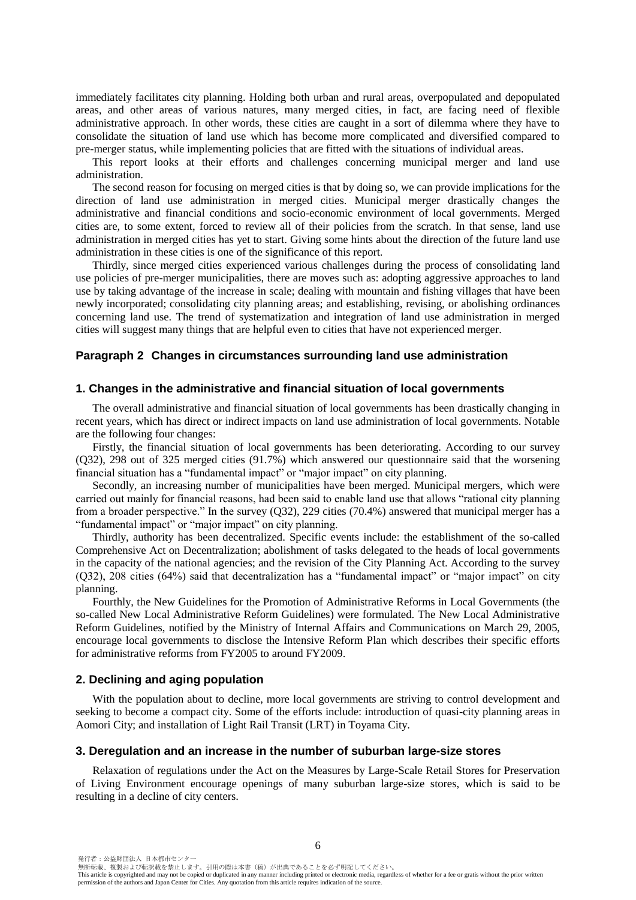immediately facilitates city planning. Holding both urban and rural areas, overpopulated and depopulated areas, and other areas of various natures, many merged cities, in fact, are facing need of flexible administrative approach. In other words, these cities are caught in a sort of dilemma where they have to consolidate the situation of land use which has become more complicated and diversified compared to pre-merger status, while implementing policies that are fitted with the situations of individual areas.

This report looks at their efforts and challenges concerning municipal merger and land use administration.

The second reason for focusing on merged cities is that by doing so, we can provide implications for the direction of land use administration in merged cities. Municipal merger drastically changes the administrative and financial conditions and socio-economic environment of local governments. Merged cities are, to some extent, forced to review all of their policies from the scratch. In that sense, land use administration in merged cities has yet to start. Giving some hints about the direction of the future land use administration in these cities is one of the significance of this report.

Thirdly, since merged cities experienced various challenges during the process of consolidating land use policies of pre-merger municipalities, there are moves such as: adopting aggressive approaches to land use by taking advantage of the increase in scale; dealing with mountain and fishing villages that have been newly incorporated; consolidating city planning areas; and establishing, revising, or abolishing ordinances concerning land use. The trend of systematization and integration of land use administration in merged cities will suggest many things that are helpful even to cities that have not experienced merger.

## Paragraph 2 Changes in circumstances surrounding land use administration

### 1. Changes in the administrative and financial situation of local governments

The overall administrative and financial situation of local governments has been drastically changing in recent years, which has direct or indirect impacts on land use administration of local governments. Notable are the following four changes:

Firstly, the financial situation of local governments has been deteriorating. According to our survey (Q32), 298 out of 325 merged cities (91.7%) which answered our questionnaire said that the worsening financial situation has a "fundamental impact" or "major impact" on city planning.

Secondly, an increasing number of municipalities have been merged. Municipal mergers, which were carried out mainly for financial reasons, had been said to enable land use that allows "rational city planning from a broader perspective." In the survey (Q32), 229 cities (70.4%) answered that municipal merger has a "fundamental impact" or "major impact" on city planning.

Thirdly, authority has been decentralized. Specific events include: the establishment of the so-called Comprehensive Act on Decentralization; abolishment of tasks delegated to the heads of local governments in the capacity of the national agencies; and the revision of the City Planning Act. According to the survey (Q32), 208 cities (64%) said that decentralization has a "fundamental impact" or "major impact" on city planning.

Fourthly, the New Guidelines for the Promotion of Administrative Reforms in Local Governments (the so-called New Local Administrative Reform Guidelines) were formulated. The New Local Administrative Reform Guidelines, notified by the Ministry of Internal Affairs and Communications on March 29, 2005, encourage local governments to disclose the Intensive Reform Plan which describes their specific efforts for administrative reforms from FY2005 to around FY2009.

### 2. Declining and aging population

With the population about to decline, more local governments are striving to control development and seeking to become a compact city. Some of the efforts include: introduction of quasi-city planning areas in Aomori City; and installation of Light Rail Transit (LRT) in Toyama City.

### 3. Deregulation and an increase in the number of suburban large-size stores

Relaxation of regulations under the Act on the Measures by Large-Scale Retail Stores for Preservation of Living Environment encourage openings of many suburban large-size stores, which is said to be resulting in a decline of city centers.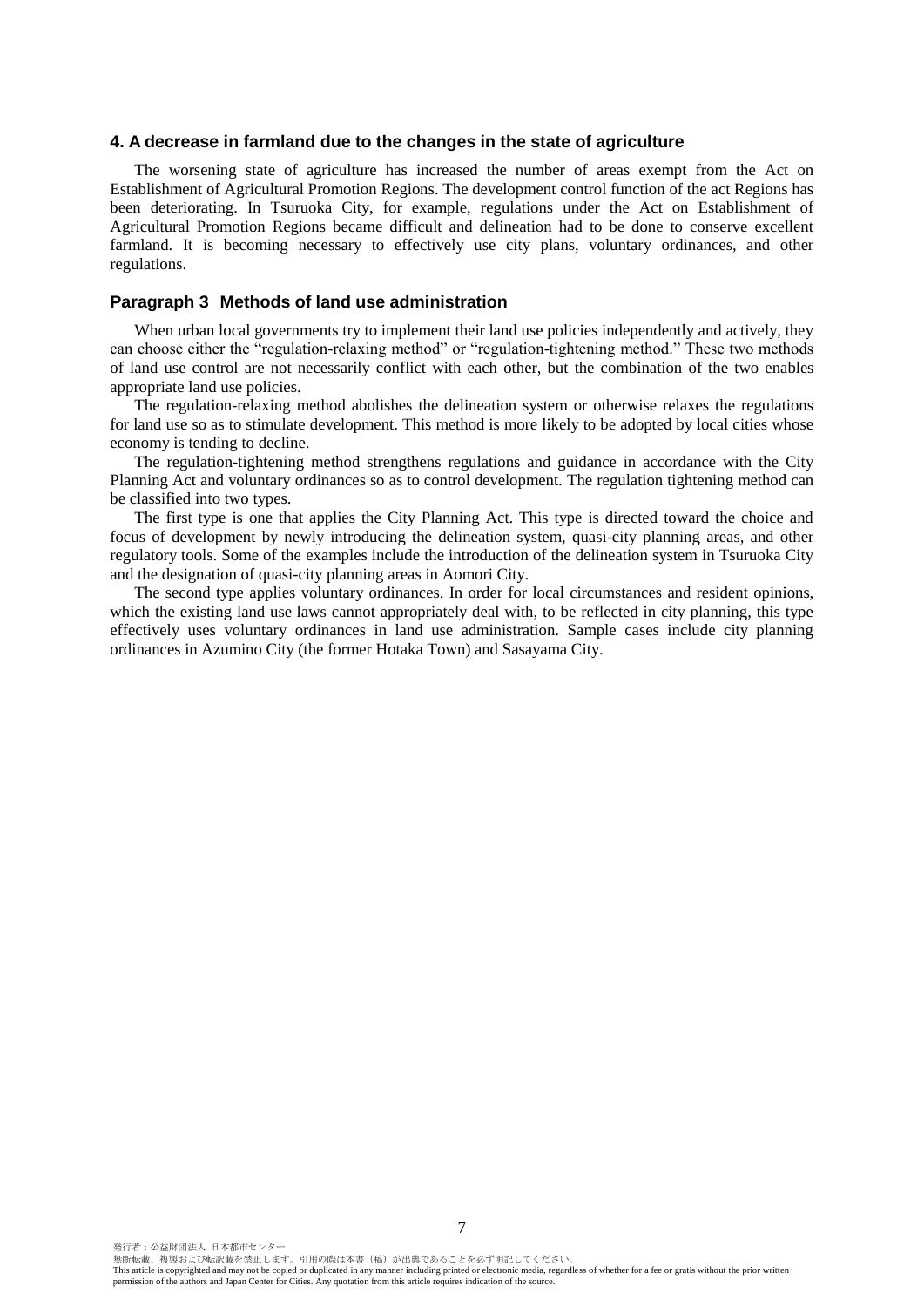### 4. A decrease in farmland due to the changes in the state of agriculture

The worsening state of agriculture has increased the number of areas exempt from the Act on Establishment of Agricultural Promotion Regions. The development control function of the act Regions has been deteriorating. In Tsuruoka City, for example, regulations under the Act on Establishment of Agricultural Promotion Regions became difficult and delineation had to be done to conserve excellent farmland. It is becoming necessary to effectively use city plans, voluntary ordinances, and other regulations.

### Paragraph 3 Methods of land use administration

When urban local governments try to implement their land use policies independently and actively, they can choose either the “regulation-relaxing method” or “regulation-tightening method.” These two methods of land use control are not necessarily conflict with each other, but the combination of the two enables appropriate land use policies.

The regulation-relaxing method abolishes the delineation system or otherwise relaxes the regulations for land use so as to stimulate development. This method is more likely to be adopted by local cities whose economy is tending to decline.

The regulation-tightening method strengthens regulations and guidance in accordance with the City Planning Act and voluntary ordinances so as to control development. The regulation tightening method can be classified into two types.

The first type is one that applies the City Planning Act. This type is directed toward the choice and focus of development by newly introducing the delineation system, quasi-city planning areas, and other regulatory tools. Some of the examples include the introduction of the delineation system in Tsuruoka City and the designation of quasi-city planning areas in Aomori City.

The second type applies voluntary ordinances. In order for local circumstances and resident opinions, which the existing land use laws cannot appropriately deal with, to be reflected in city planning, this type effectively uses voluntary ordinances in land use administration. Sample cases include city planning ordinances in Azumino City (the former Hotaka Town) and Sasayama City.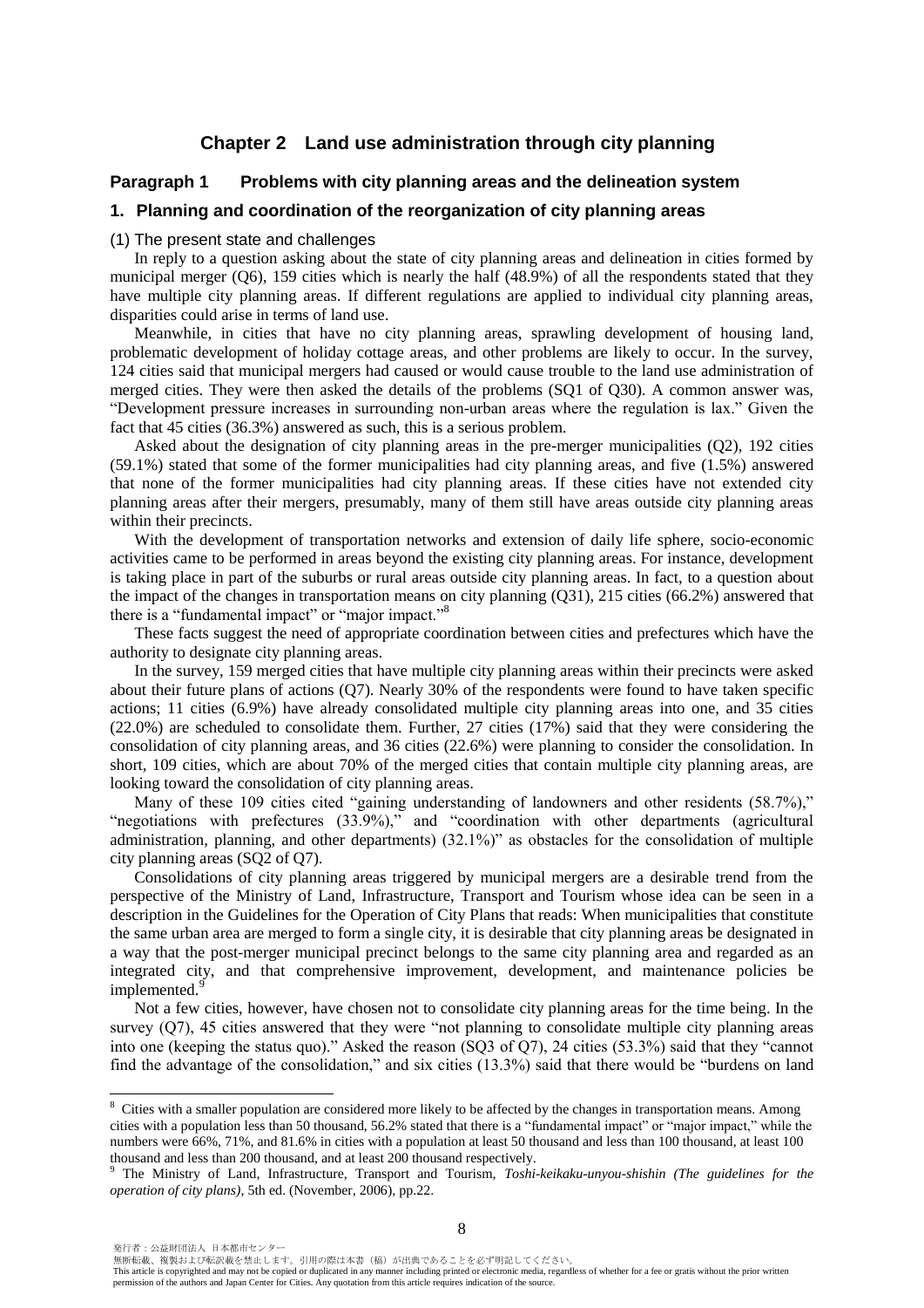## Chapter 2 Land use administration through city planning

### Paragraph 1 Problems with city planning areas and the delineation system

### 1. Planning and coordination of the reorganization of city planning areas

(1) The present state and challenges

In reply to a question asking about the state of city planning areas and delineation in cities formed by municipal merger (Q6), 159 cities which is nearly the half (48.9%) of all the respondents stated that they have multiple city planning areas. If different regulations are applied to individual city planning areas, disparities could arise in terms of land use.

Meanwhile, in cities that have no city planning areas, sprawling development of housing land, problematic development of holiday cottage areas, and other problems are likely to occur. In the survey, 124 cities said that municipal mergers had caused or would cause trouble to the land use administration of merged cities. They were then asked the details of the problems (SQ1 of Q30). A common answer was, "Development pressure increases in surrounding non-urban areas where the regulation is lax." Given the fact that 45 cities (36.3%) answered as such, this is a serious problem.

Asked about the designation of city planning areas in the pre-merger municipalities (Q2), 192 cities (59.1%) stated that some of the former municipalities had city planning areas, and five (1.5%) answered that none of the former municipalities had city planning areas. If these cities have not extended city planning areas after their mergers, presumably, many of them still have areas outside city planning areas within their precincts.

With the development of transportation networks and extension of daily life sphere, socio-economic activities came to be performed in areas beyond the existing city planning areas. For instance, development is taking place in part of the suburbs or rural areas outside city planning areas. In fact, to a question about the impact of the changes in transportation means on city planning (Q31), 215 cities (66.2%) answered that there is a "fundamental impact" or "major impact."[8]

These facts suggest the need of appropriate coordination between cities and prefectures which have the authority to designate city planning areas.

In the survey, 159 merged cities that have multiple city planning areas within their precincts were asked about their future plans of actions (Q7). Nearly 30% of the respondents were found to have taken specific actions; 11 cities (6.9%) have already consolidated multiple city planning areas into one, and 35 cities (22.0%) are scheduled to consolidate them. Further, 27 cities (17%) said that they were considering the consolidation of city planning areas, and 36 cities (22.6%) were planning to consider the consolidation. In short, 109 cities, which are about 70% of the merged cities that contain multiple city planning areas, are looking toward the consolidation of city planning areas.

Many of these 109 cities cited "gaining understanding of landowners and other residents (58.7%)," "negotiations with prefectures (33.9%)," and "coordination with other departments (agricultural administration, planning, and other departments) (32.1%)" as obstacles for the consolidation of multiple city planning areas (SQ2 of Q7).

Consolidations of city planning areas triggered by municipal mergers are a desirable trend from the perspective of the Ministry of Land, Infrastructure, Transport and Tourism whose idea can be seen in a description in the Guidelines for the Operation of City Plans that reads: When municipalities that constitute the same urban area are merged to form a single city, it is desirable that city planning areas be designated in a way that the post-merger municipal precinct belongs to the same city planning area and regarded as an integrated city, and that comprehensive improvement, development, and maintenance policies be implemented.[9]

Not a few cities, however, have chosen not to consolidate city planning areas for the time being. In the survey (Q7), 45 cities answered that they were "not planning to consolidate multiple city planning areas into one (keeping the status quo)." Asked the reason (SQ3 of Q7), 24 cities (53.3%) said that they "cannot find the advantage of the consolidation," and six cities (13.3%) said that there would be "burdens on land

---

[8] Cities with a smaller population are considered more likely to be affected by the changes in transportation means. Among cities with a population less than 50 thousand, 56.2% stated that there is a "fundamental impact" or "major impact," while the numbers were 66%, 71%, and 81.6% in cities with a population at least 50 thousand and less than 100 thousand, at least 100 thousand and less than 200 thousand, and at least 200 thousand respectively.

[9] The Ministry of Land, Infrastructure, Transport and Tourism, *Toshi-keikaku-unyou-shishin (The guidelines for the operation of city plans)*, 5th ed. (November, 2006), pp.22.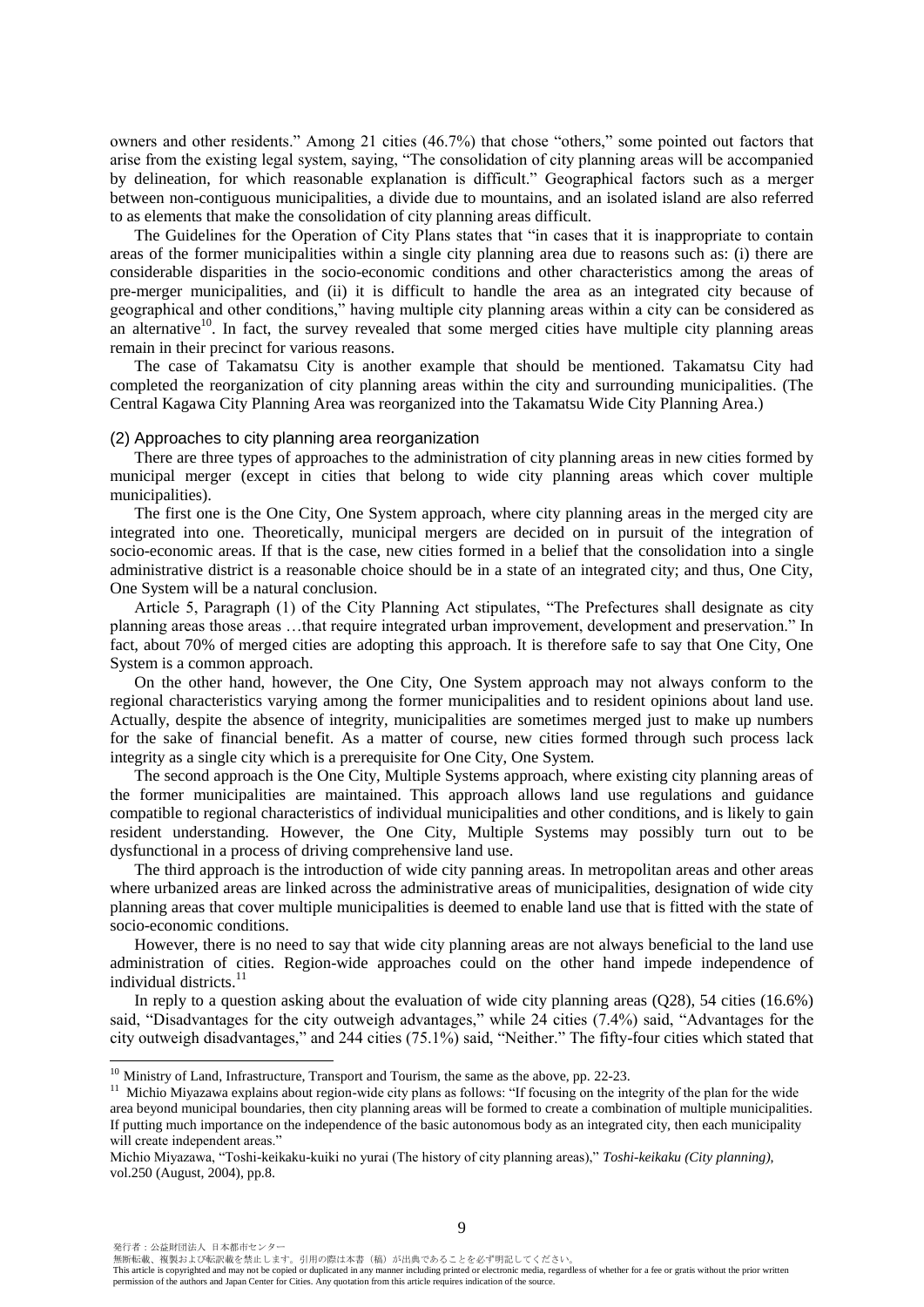owners and other residents." Among 21 cities (46.7%) that chose "others," some pointed out factors that arise from the existing legal system, saying, "The consolidation of city planning areas will be accompanied by delineation, for which reasonable explanation is difficult." Geographical factors such as a merger between non-contiguous municipalities, a divide due to mountains, and an isolated island are also referred to as elements that make the consolidation of city planning areas difficult.

The Guidelines for the Operation of City Plans states that "in cases that it is inappropriate to contain areas of the former municipalities within a single city planning area due to reasons such as: (i) there are considerable disparities in the socio-economic conditions and other characteristics among the areas of pre-merger municipalities, and (ii) it is difficult to handle the area as an integrated city because of geographical and other conditions," having multiple city planning areas within a city can be considered as an alternative[10]. In fact, the survey revealed that some merged cities have multiple city planning areas remain in their precinct for various reasons.

The case of Takamatsu City is another example that should be mentioned. Takamatsu City had completed the reorganization of city planning areas within the city and surrounding municipalities. (The Central Kagawa City Planning Area was reorganized into the Takamatsu Wide City Planning Area.)

### (2) Approaches to city planning area reorganization

There are three types of approaches to the administration of city planning areas in new cities formed by municipal merger (except in cities that belong to wide city planning areas which cover multiple municipalities).

The first one is the One City, One System approach, where city planning areas in the merged city are integrated into one. Theoretically, municipal mergers are decided on in pursuit of the integration of socio-economic areas. If that is the case, new cities formed in a belief that the consolidation into a single administrative district is a reasonable choice should be in a state of an integrated city; and thus, One City, One System will be a natural conclusion.

Article 5, Paragraph (1) of the City Planning Act stipulates, "The Prefectures shall designate as city planning areas those areas …that require integrated urban improvement, development and preservation." In fact, about 70% of merged cities are adopting this approach. It is therefore safe to say that One City, One System is a common approach.

On the other hand, however, the One City, One System approach may not always conform to the regional characteristics varying among the former municipalities and to resident opinions about land use. Actually, despite the absence of integrity, municipalities are sometimes merged just to make up numbers for the sake of financial benefit. As a matter of course, new cities formed through such process lack integrity as a single city which is a prerequisite for One City, One System.

The second approach is the One City, Multiple Systems approach, where existing city planning areas of the former municipalities are maintained. This approach allows land use regulations and guidance compatible to regional characteristics of individual municipalities and other conditions, and is likely to gain resident understanding. However, the One City, Multiple Systems may possibly turn out to be dysfunctional in a process of driving comprehensive land use.

The third approach is the introduction of wide city panning areas. In metropolitan areas and other areas where urbanized areas are linked across the administrative areas of municipalities, designation of wide city planning areas that cover multiple municipalities is deemed to enable land use that is fitted with the state of socio-economic conditions.

However, there is no need to say that wide city planning areas are not always beneficial to the land use administration of cities. Region-wide approaches could on the other hand impede independence of individual districts.[11]

In reply to a question asking about the evaluation of wide city planning areas (Q28), 54 cities (16.6%) said, "Disadvantages for the city outweigh advantages," while 24 cities (7.4%) said, "Advantages for the city outweigh disadvantages," and 244 cities (75.1%) said, "Neither." The fifty-four cities which stated that

---

[10] Ministry of Land, Infrastructure, Transport and Tourism, the same as the above, pp. 22-23.

[11] Michio Miyazawa explains about region-wide city plans as follows: "If focusing on the integrity of the plan for the wide area beyond municipal boundaries, then city planning areas will be formed to create a combination of multiple municipalities. If putting much importance on the independence of the basic autonomous body as an integrated city, then each municipality will create independent areas."

Michio Miyazawa, "Toshi-keikaku-kuiki no yurai (The history of city planning areas)," *Toshi-keikaku (City planning)*, vol.250 (August, 2004), pp.8.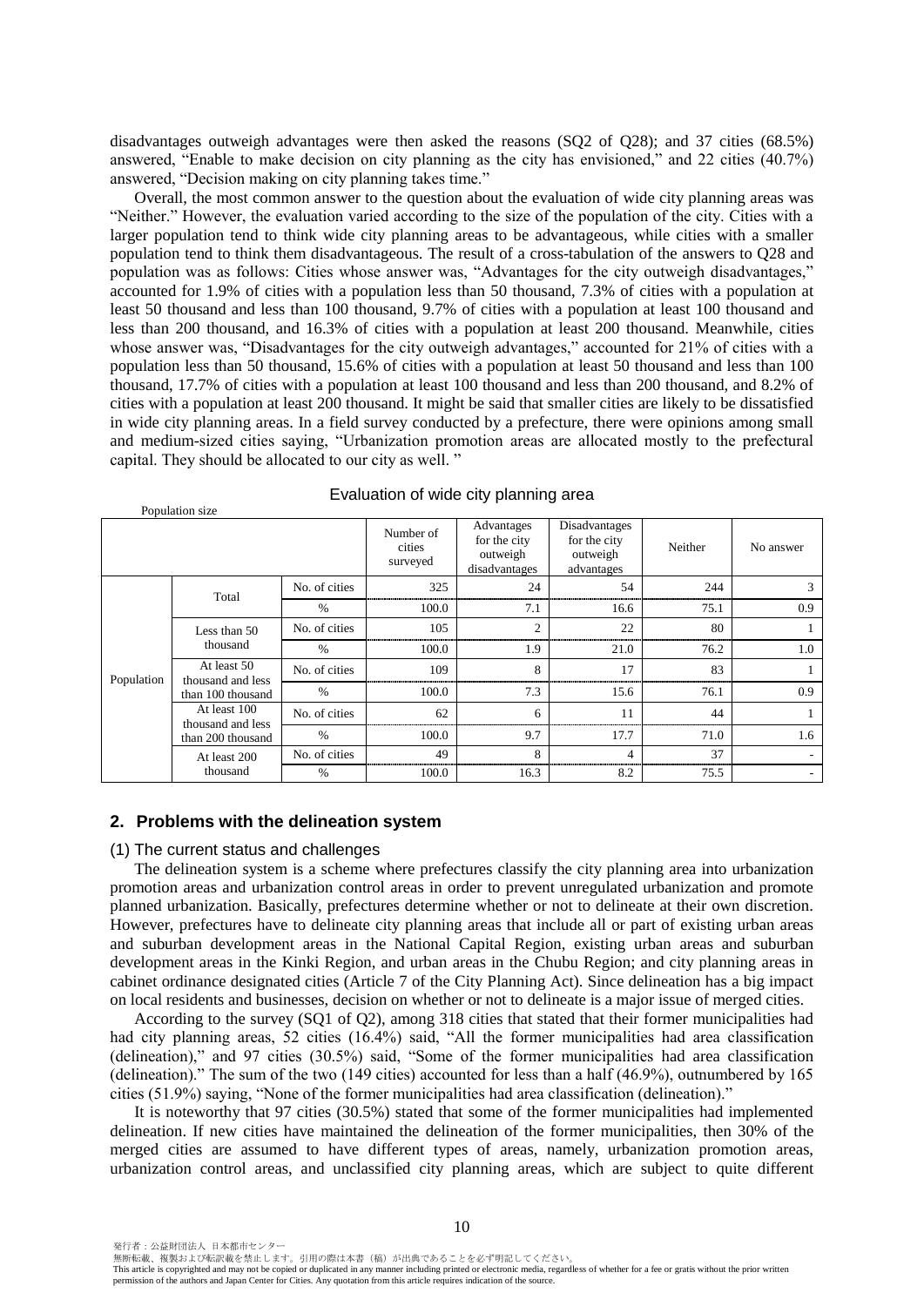disadvantages outweigh advantages were then asked the reasons (SQ2 of Q28); and 37 cities (68.5%) answered, "Enable to make decision on city planning as the city has envisioned," and 22 cities (40.7%) answered, "Decision making on city planning takes time."

Overall, the most common answer to the question about the evaluation of wide city planning areas was "Neither." However, the evaluation varied according to the size of the population of the city. Cities with a larger population tend to think wide city planning areas to be advantageous, while cities with a smaller population tend to think them disadvantageous. The result of a cross-tabulation of the answers to Q28 and population was as follows: Cities whose answer was, "Advantages for the city outweigh disadvantages," accounted for 1.9% of cities with a population less than 50 thousand, 7.3% of cities with a population at least 50 thousand and less than 100 thousand, 9.7% of cities with a population at least 100 thousand and less than 200 thousand, and 16.3% of cities with a population at least 200 thousand. Meanwhile, cities whose answer was, "Disadvantages for the city outweigh advantages," accounted for 21% of cities with a population less than 50 thousand, 15.6% of cities with a population at least 50 thousand and less than 100 thousand, 17.7% of cities with a population at least 100 thousand and less than 200 thousand, and 8.2% of cities with a population at least 200 thousand. It might be said that smaller cities are likely to be dissatisfied in wide city planning areas. In a field survey conducted by a prefecture, there were opinions among small and medium-sized cities saying, "Urbanization promotion areas are allocated mostly to the prefectural capital. They should be allocated to our city as well. "

Evaluation of wide city planning area

Population size

| | | | Number of cities surveyed | Advantages for the city outweigh disadvantages | Disadvantages for the city outweigh advantages | Neither | No answer |
|---|---|---|---|---|---|---|---|
| Population | Total | No. of cities | 325 | 24 | 54 | 244 | 3 |
| | | % | 100.0 | 7.1 | 16.6 | 75.1 | 0.9 |
| | Less than 50 thousand | No. of cities | 105 | 2 | 22 | 80 | 1 |
| | | % | 100.0 | 1.9 | 21.0 | 76.2 | 1.0 |
| | At least 50 thousand and less than 100 thousand | No. of cities | 109 | 8 | 17 | 83 | 1 |
| | | % | 100.0 | 7.3 | 15.6 | 76.1 | 0.9 |
| | At least 100 thousand and less than 200 thousand | No. of cities | 62 | 6 | 11 | 44 | 1 |
| | | % | 100.0 | 9.7 | 17.7 | 71.0 | 1.6 |
| | At least 200 thousand | No. of cities | 49 | 8 | 4 | 37 | - |
| | | % | 100.0 | 16.3 | 8.2 | 75.5 | - |

## 2. Problems with the delineation system

### (1) The current status and challenges

The delineation system is a scheme where prefectures classify the city planning area into urbanization promotion areas and urbanization control areas in order to prevent unregulated urbanization and promote planned urbanization. Basically, prefectures determine whether or not to delineate at their own discretion. However, prefectures have to delineate city planning areas that include all or part of existing urban areas and suburban development areas in the National Capital Region, existing urban areas and suburban development areas in the Kinki Region, and urban areas in the Chubu Region; and city planning areas in cabinet ordinance designated cities (Article 7 of the City Planning Act). Since delineation has a big impact on local residents and businesses, decision on whether or not to delineate is a major issue of merged cities.

According to the survey (SQ1 of Q2), among 318 cities that stated that their former municipalities had had city planning areas, 52 cities (16.4%) said, "All the former municipalities had area classification (delineation)," and 97 cities (30.5%) said, "Some of the former municipalities had area classification (delineation)." The sum of the two (149 cities) accounted for less than a half (46.9%), outnumbered by 165 cities (51.9%) saying, "None of the former municipalities had area classification (delineation)."

It is noteworthy that 97 cities (30.5%) stated that some of the former municipalities had implemented delineation. If new cities have maintained the delineation of the former municipalities, then 30% of the merged cities are assumed to have different types of areas, namely, urbanization promotion areas, urbanization control areas, and unclassified city planning areas, which are subject to quite different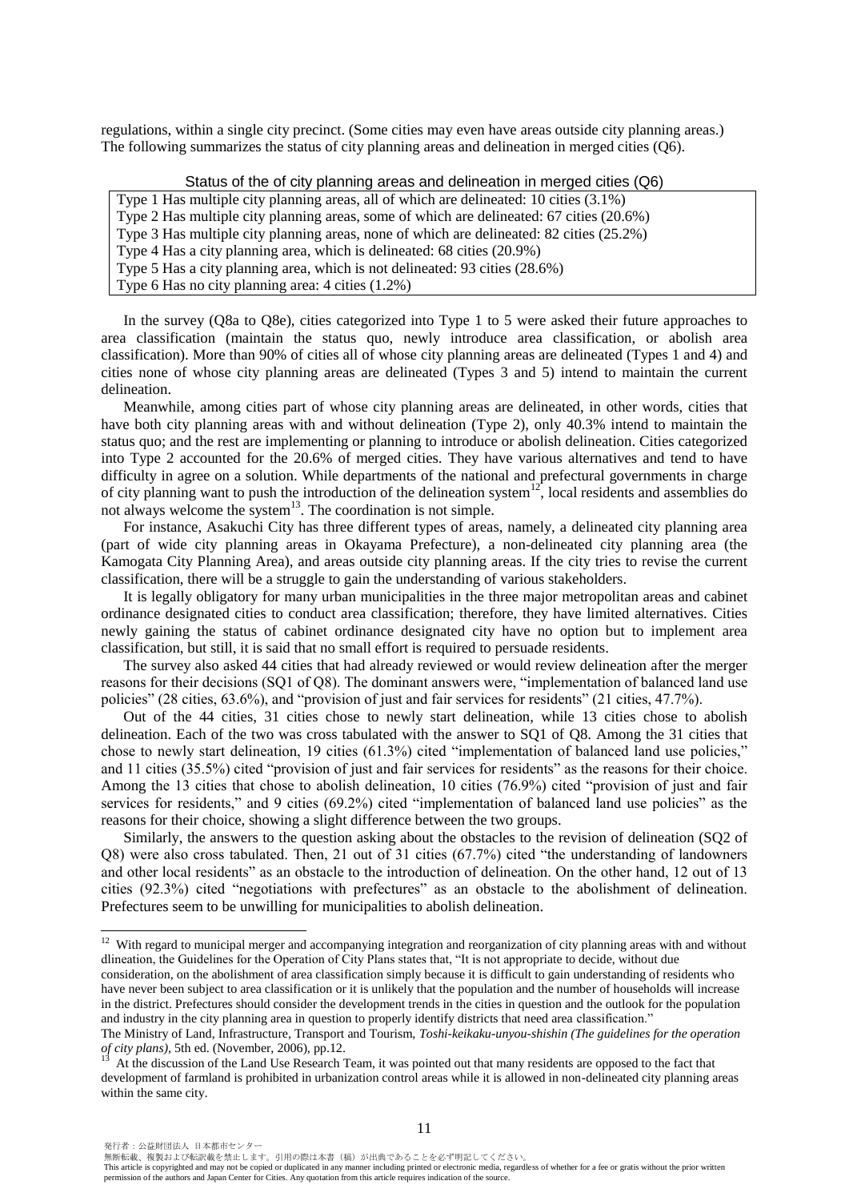regulations, within a single city precinct. (Some cities may even have areas outside city planning areas.) The following summarizes the status of city planning areas and delineation in merged cities (Q6).

Status of the of city planning areas and delineation in merged cities (Q6)

| |
|---|
| Type 1 Has multiple city planning areas, all of which are delineated: 10 cities (3.1%) |
| Type 2 Has multiple city planning areas, some of which are delineated: 67 cities (20.6%) |
| Type 3 Has multiple city planning areas, none of which are delineated: 82 cities (25.2%) |
| Type 4 Has a city planning area, which is delineated: 68 cities (20.9%) |
| Type 5 Has a city planning area, which is not delineated: 93 cities (28.6%) |
| Type 6 Has no city planning area: 4 cities (1.2%) |

In the survey (Q8a to Q8e), cities categorized into Type 1 to 5 were asked their future approaches to area classification (maintain the status quo, newly introduce area classification, or abolish area classification). More than 90% of cities all of whose city planning areas are delineated (Types 1 and 4) and cities none of whose city planning areas are delineated (Types 3 and 5) intend to maintain the current delineation.

Meanwhile, among cities part of whose city planning areas are delineated, in other words, cities that have both city planning areas with and without delineation (Type 2), only 40.3% intend to maintain the status quo; and the rest are implementing or planning to introduce or abolish delineation. Cities categorized into Type 2 accounted for the 20.6% of merged cities. They have various alternatives and tend to have difficulty in agree on a solution. While departments of the national and prefectural governments in charge of city planning want to push the introduction of the delineation system[12], local residents and assemblies do not always welcome the system[13]. The coordination is not simple.

For instance, Asakuchi City has three different types of areas, namely, a delineated city planning area (part of wide city planning areas in Okayama Prefecture), a non-delineated city planning area (the Kamogata City Planning Area), and areas outside city planning areas. If the city tries to revise the current classification, there will be a struggle to gain the understanding of various stakeholders.

It is legally obligatory for many urban municipalities in the three major metropolitan areas and cabinet ordinance designated cities to conduct area classification; therefore, they have limited alternatives. Cities newly gaining the status of cabinet ordinance designated city have no option but to implement area classification, but still, it is said that no small effort is required to persuade residents.

The survey also asked 44 cities that had already reviewed or would review delineation after the merger reasons for their decisions (SQ1 of Q8). The dominant answers were, "implementation of balanced land use policies" (28 cities, 63.6%), and "provision of just and fair services for residents" (21 cities, 47.7%).

Out of the 44 cities, 31 cities chose to newly start delineation, while 13 cities chose to abolish delineation. Each of the two was cross tabulated with the answer to SQ1 of Q8. Among the 31 cities that chose to newly start delineation, 19 cities (61.3%) cited "implementation of balanced land use policies," and 11 cities (35.5%) cited "provision of just and fair services for residents" as the reasons for their choice. Among the 13 cities that chose to abolish delineation, 10 cities (76.9%) cited "provision of just and fair services for residents," and 9 cities (69.2%) cited "implementation of balanced land use policies" as the reasons for their choice, showing a slight difference between the two groups.

Similarly, the answers to the question asking about the obstacles to the revision of delineation (SQ2 of Q8) were also cross tabulated. Then, 21 out of 31 cities (67.7%) cited "the understanding of landowners and other local residents" as an obstacle to the introduction of delineation. On the other hand, 12 out of 13 cities (92.3%) cited "negotiations with prefectures" as an obstacle to the abolishment of delineation. Prefectures seem to be unwilling for municipalities to abolish delineation.

---

[12] With regard to municipal merger and accompanying integration and reorganization of city planning areas with and without dlineation, the Guidelines for the Operation of City Plans states that, "It is not appropriate to decide, without due consideration, on the abolishment of area classification simply because it is difficult to gain understanding of residents who have never been subject to area classification or it is unlikely that the population and the number of households will increase in the district. Prefectures should consider the development trends in the cities in question and the outlook for the population and the industry in the city planning area in question to properly identify districts that need area classification."
The Ministry of Land, Infrastructure, Transport and Tourism, *Toshi-keikaku-unyou-shishin (The guidelines for the operation of city plans)*, 5th ed. (November, 2006), pp.12.

[13] At the discussion of the Land Use Research Team, it was pointed out that many residents are opposed to the fact that development of farmland is prohibited in urbanization control areas while it is allowed in non-delineated city planning areas within the same city.

発行者：公益財団法人 日本都市センター
無断転載、複製および転訳載を禁止します。引用の際は本書（稿）が出典であることを必ず明記してください。
This article is copyrighted and may not be copied or duplicated in any manner including printed or electronic media, regardless of whether for a fee or gratis without the prior written permission of the authors and Japan Center for Cities. Any quotation from this article requires indication of the source.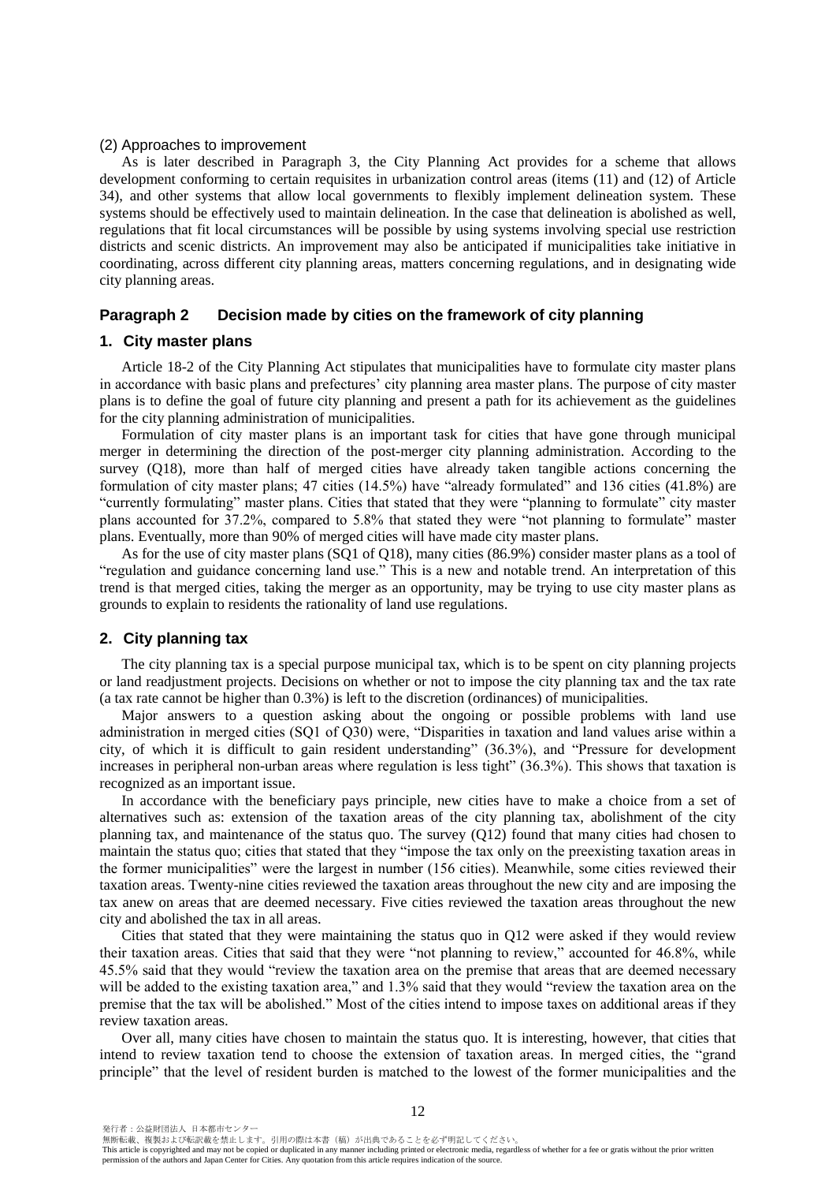(2) Approaches to improvement

As is later described in Paragraph 3, the City Planning Act provides for a scheme that allows development conforming to certain requisites in urbanization control areas (items (11) and (12) of Article 34), and other systems that allow local governments to flexibly implement delineation system. These systems should be effectively used to maintain delineation. In the case that delineation is abolished as well, regulations that fit local circumstances will be possible by using systems involving special use restriction districts and scenic districts. An improvement may also be anticipated if municipalities take initiative in coordinating, across different city planning areas, matters concerning regulations, and in designating wide city planning areas.

## Paragraph 2 Decision made by cities on the framework of city planning

### 1. City master plans

Article 18-2 of the City Planning Act stipulates that municipalities have to formulate city master plans in accordance with basic plans and prefectures' city planning area master plans. The purpose of city master plans is to define the goal of future city planning and present a path for its achievement as the guidelines for the city planning administration of municipalities.

Formulation of city master plans is an important task for cities that have gone through municipal merger in determining the direction of the post-merger city planning administration. According to the survey (Q18), more than half of merged cities have already taken tangible actions concerning the formulation of city master plans; 47 cities (14.5%) have "already formulated" and 136 cities (41.8%) are "currently formulating" master plans. Cities that stated that they were "planning to formulate" city master plans accounted for 37.2%, compared to 5.8% that stated they were "not planning to formulate" master plans. Eventually, more than 90% of merged cities will have made city master plans.

As for the use of city master plans (SQ1 of Q18), many cities (86.9%) consider master plans as a tool of "regulation and guidance concerning land use." This is a new and notable trend. An interpretation of this trend is that merged cities, taking the merger as an opportunity, may be trying to use city master plans as grounds to explain to residents the rationality of land use regulations.

### 2. City planning tax

The city planning tax is a special purpose municipal tax, which is to be spent on city planning projects or land readjustment projects. Decisions on whether or not to impose the city planning tax and the tax rate (a tax rate cannot be higher than 0.3%) is left to the discretion (ordinances) of municipalities.

Major answers to a question asking about the ongoing or possible problems with land use administration in merged cities (SQ1 of Q30) were, "Disparities in taxation and land values arise within a city, of which it is difficult to gain resident understanding" (36.3%), and "Pressure for development increases in peripheral non-urban areas where regulation is less tight" (36.3%). This shows that taxation is recognized as an important issue.

In accordance with the beneficiary pays principle, new cities have to make a choice from a set of alternatives such as: extension of the taxation areas of the city planning tax, abolishment of the city planning tax, and maintenance of the status quo. The survey (Q12) found that many cities had chosen to maintain the status quo; cities that stated that they "impose the tax only on the preexisting taxation areas in the former municipalities" were the largest in number (156 cities). Meanwhile, some cities reviewed their taxation areas. Twenty-nine cities reviewed the taxation areas throughout the new city and are imposing the tax anew on areas that are deemed necessary. Five cities reviewed the taxation areas throughout the new city and abolished the tax in all areas.

Cities that stated that they were maintaining the status quo in Q12 were asked if they would review their taxation areas. Cities that said that they were "not planning to review," accounted for 46.8%, while 45.5% said that they would "review the taxation area on the premise that areas that are deemed necessary will be added to the existing taxation area," and 1.3% said that they would "review the taxation area on the premise that the tax will be abolished." Most of the cities intend to impose taxes on additional areas if they review taxation areas.

Over all, many cities have chosen to maintain the status quo. It is interesting, however, that cities that intend to review taxation tend to choose the extension of taxation areas. In merged cities, the "grand principle" that the level of resident burden is matched to the lowest of the former municipalities and the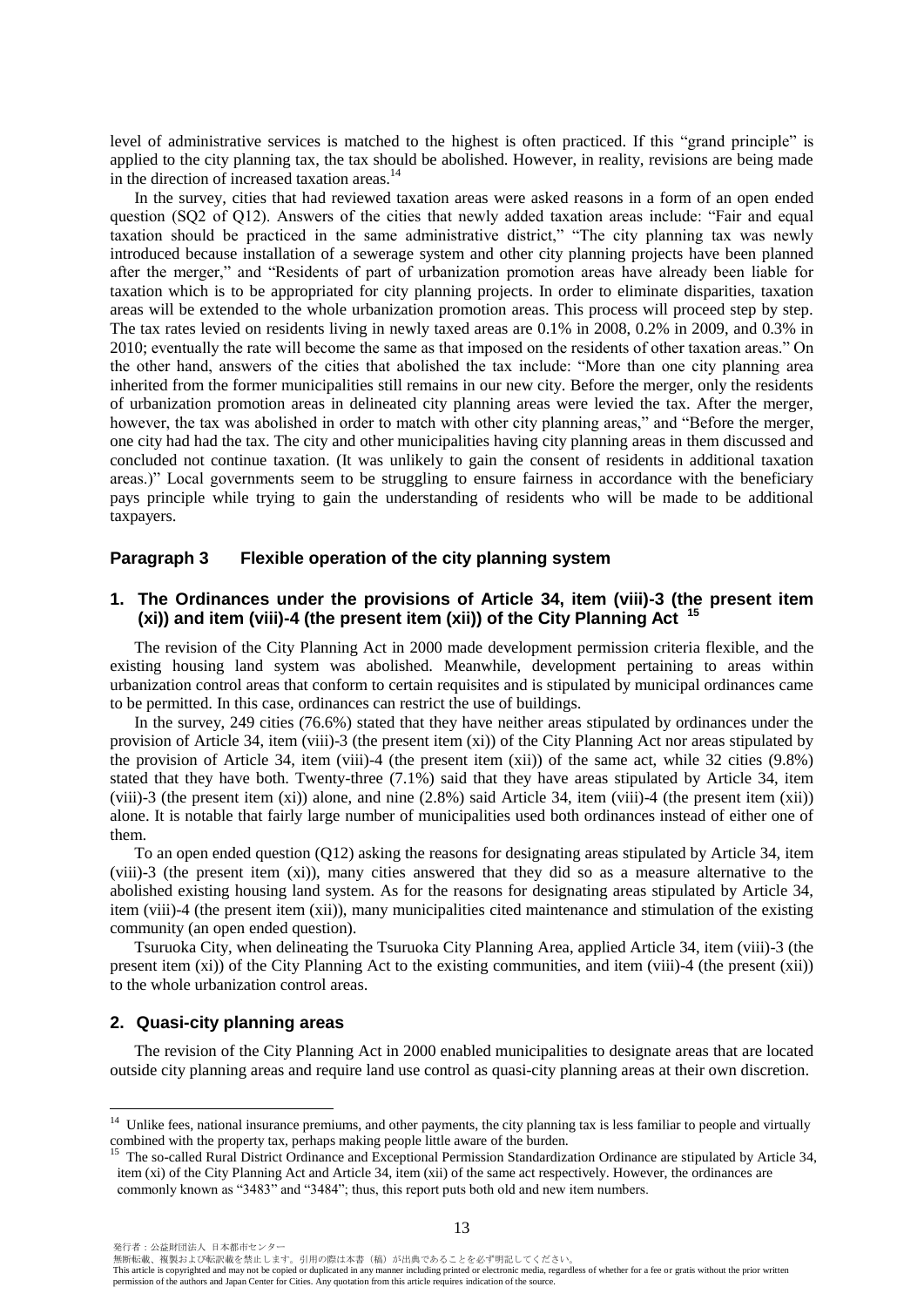level of administrative services is matched to the highest is often practiced. If this "grand principle" is applied to the city planning tax, the tax should be abolished. However, in reality, revisions are being made in the direction of increased taxation areas.[14]

In the survey, cities that had reviewed taxation areas were asked reasons in a form of an open ended question (SQ2 of Q12). Answers of the cities that newly added taxation areas include: "Fair and equal taxation should be practiced in the same administrative district," "The city planning tax was newly introduced because installation of a sewerage system and other city planning projects have been planned after the merger," and "Residents of part of urbanization promotion areas have already been liable for taxation which is to be appropriated for city planning projects. In order to eliminate disparities, taxation areas will be extended to the whole urbanization promotion areas. This process will proceed step by step. The tax rates levied on residents living in newly taxed areas are 0.1% in 2008, 0.2% in 2009, and 0.3% in 2010; eventually the rate will become the same as that imposed on the residents of other taxation areas." On the other hand, answers of the cities that abolished the tax include: "More than one city planning area inherited from the former municipalities still remains in our new city. Before the merger, only the residents of urbanization promotion areas in delineated city planning areas were levied the tax. After the merger, however, the tax was abolished in order to match with other city planning areas," and "Before the merger, one city had had the tax. The city and other municipalities having city planning areas in them discussed and concluded not continue taxation. (It was unlikely to gain the consent of residents in additional taxation areas.)" Local governments seem to be struggling to ensure fairness in accordance with the beneficiary pays principle while trying to gain the understanding of residents who will be made to be additional taxpayers.

### Paragraph 3 Flexible operation of the city planning system

#### 1. The Ordinances under the provisions of Article 34, item (viii)-3 (the present item (xi)) and item (viii)-4 (the present item (xii)) of the City Planning Act [15]

The revision of the City Planning Act in 2000 made development permission criteria flexible, and the existing housing land system was abolished. Meanwhile, development pertaining to areas within urbanization control areas that conform to certain requisites and is stipulated by municipal ordinances came to be permitted. In this case, ordinances can restrict the use of buildings.

In the survey, 249 cities (76.6%) stated that they have neither areas stipulated by ordinances under the provision of Article 34, item (viii)-3 (the present item (xi)) of the City Planning Act nor areas stipulated by the provision of Article 34, item (viii)-4 (the present item (xii)) of the same act, while 32 cities (9.8%) stated that they have both. Twenty-three (7.1%) said that they have areas stipulated by Article 34, item (viii)-3 (the present item (xi)) alone, and nine (2.8%) said Article 34, item (viii)-4 (the present item (xii)) alone. It is notable that fairly large number of municipalities used both ordinances instead of either one of them.

To an open ended question (Q12) asking the reasons for designating areas stipulated by Article 34, item (viii)-3 (the present item (xi)), many cities answered that they did so as a measure alternative to the abolished existing housing land system. As for the reasons for designating areas stipulated by Article 34, item (viii)-4 (the present item (xii)), many municipalities cited maintenance and stimulation of the existing community (an open ended question).

Tsuruoka City, when delineating the Tsuruoka City Planning Area, applied Article 34, item (viii)-3 (the present item (xi)) of the City Planning Act to the existing communities, and item (viii)-4 (the present (xii)) to the whole urbanization control areas.

#### 2. Quasi-city planning areas

The revision of the City Planning Act in 2000 enabled municipalities to designate areas that are located outside city planning areas and require land use control as quasi-city planning areas at their own discretion.

---

[14] Unlike fees, national insurance premiums, and other payments, the city planning tax is less familiar to people and virtually combined with the property tax, perhaps making people little aware of the burden.

[15] The so-called Rural District Ordinance and Exceptional Permission Standardization Ordinance are stipulated by Article 34, item (xi) of the City Planning Act and Article 34, item (xii) of the same act respectively. However, the ordinances are commonly known as "3483" and "3484"; thus, this report puts both old and new item numbers.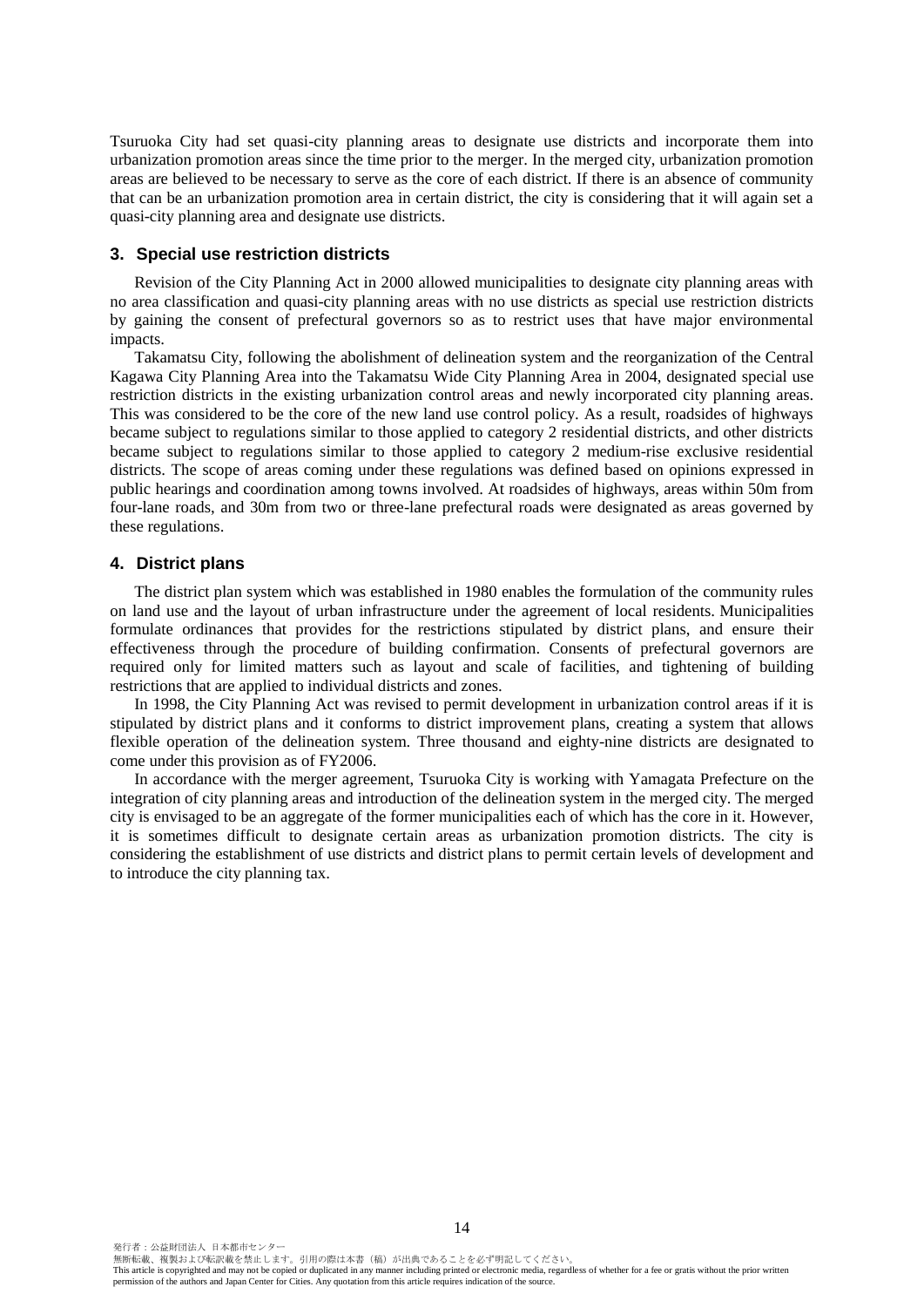Tsuruoka City had set quasi-city planning areas to designate use districts and incorporate them into urbanization promotion areas since the time prior to the merger. In the merged city, urbanization promotion areas are believed to be necessary to serve as the core of each district. If there is an absence of community that can be an urbanization promotion area in certain district, the city is considering that it will again set a quasi-city planning area and designate use districts.

### 3. Special use restriction districts

Revision of the City Planning Act in 2000 allowed municipalities to designate city planning areas with no area classification and quasi-city planning areas with no use districts as special use restriction districts by gaining the consent of prefectural governors so as to restrict uses that have major environmental impacts.

Takamatsu City, following the abolishment of delineation system and the reorganization of the Central Kagawa City Planning Area into the Takamatsu Wide City Planning Area in 2004, designated special use restriction districts in the existing urbanization control areas and newly incorporated city planning areas. This was considered to be the core of the new land use control policy. As a result, roadsides of highways became subject to regulations similar to those applied to category 2 residential districts, and other districts became subject to regulations similar to those applied to category 2 medium-rise exclusive residential districts. The scope of areas coming under these regulations was defined based on opinions expressed in public hearings and coordination among towns involved. At roadsides of highways, areas within 50m from four-lane roads, and 30m from two or three-lane prefectural roads were designated as areas governed by these regulations.

### 4. District plans

The district plan system which was established in 1980 enables the formulation of the community rules on land use and the layout of urban infrastructure under the agreement of local residents. Municipalities formulate ordinances that provides for the restrictions stipulated by district plans, and ensure their effectiveness through the procedure of building confirmation. Consents of prefectural governors are required only for limited matters such as layout and scale of facilities, and tightening of building restrictions that are applied to individual districts and zones.

In 1998, the City Planning Act was revised to permit development in urbanization control areas if it is stipulated by district plans and it conforms to district improvement plans, creating a system that allows flexible operation of the delineation system. Three thousand and eighty-nine districts are designated to come under this provision as of FY2006.

In accordance with the merger agreement, Tsuruoka City is working with Yamagata Prefecture on the integration of city planning areas and introduction of the delineation system in the merged city. The merged city is envisaged to be an aggregate of the former municipalities each of which has the core in it. However, it is sometimes difficult to designate certain areas as urbanization promotion districts. The city is considering the establishment of use districts and district plans to permit certain levels of development and to introduce the city planning tax.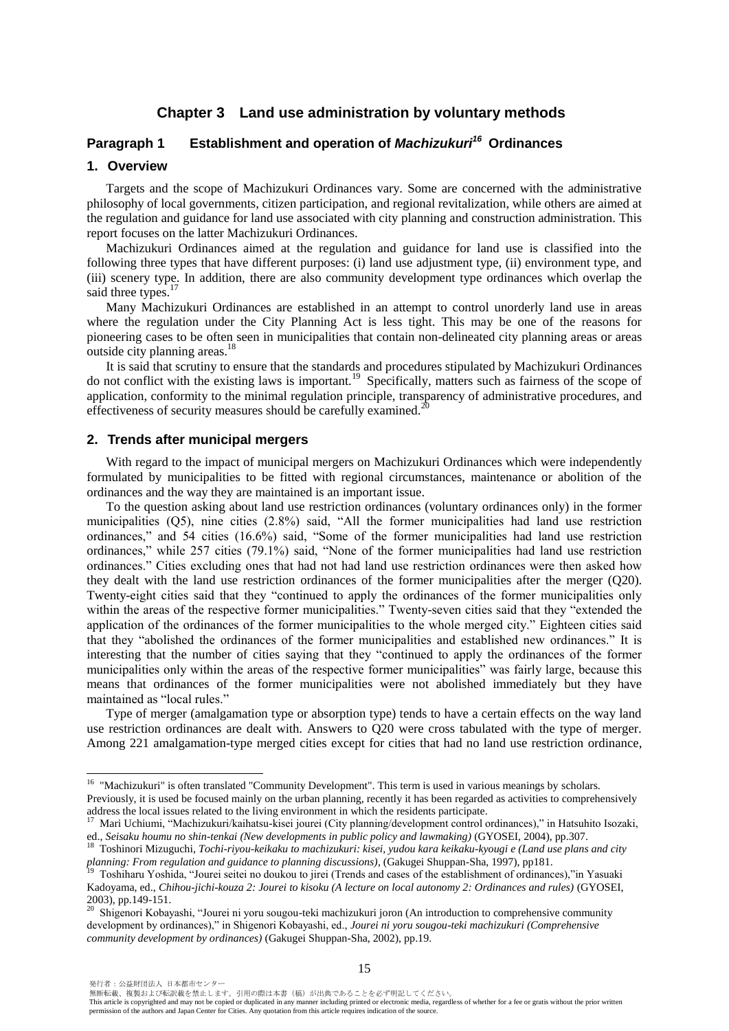# Chapter 3 Land use administration by voluntary methods

## Paragraph 1 Establishment and operation of *Machizukuri*[16] Ordinances

### 1. Overview

Targets and the scope of Machizukuri Ordinances vary. Some are concerned with the administrative philosophy of local governments, citizen participation, and regional revitalization, while others are aimed at the regulation and guidance for land use associated with city planning and construction administration. This report focuses on the latter Machizukuri Ordinances.

Machizukuri Ordinances aimed at the regulation and guidance for land use is classified into the following three types that have different purposes: (i) land use adjustment type, (ii) environment type, and (iii) scenery type. In addition, there are also community development type ordinances which overlap the said three types.[17]

Many Machizukuri Ordinances are established in an attempt to control unorderly land use in areas where the regulation under the City Planning Act is less tight. This may be one of the reasons for pioneering cases to be often seen in municipalities that contain non-delineated city planning areas or areas outside city planning areas.[18]

It is said that scrutiny to ensure that the standards and procedures stipulated by Machizukuri Ordinances do not conflict with the existing laws is important.[19] Specifically, matters such as fairness of the scope of application, conformity to the minimal regulation principle, transparency of administrative procedures, and effectiveness of security measures should be carefully examined.[20]

### 2. Trends after municipal mergers

With regard to the impact of municipal mergers on Machizukuri Ordinances which were independently formulated by municipalities to be fitted with regional circumstances, maintenance or abolition of the ordinances and the way they are maintained is an important issue.

To the question asking about land use restriction ordinances (voluntary ordinances only) in the former municipalities (Q5), nine cities (2.8%) said, "All the former municipalities had land use restriction ordinances," and 54 cities (16.6%) said, "Some of the former municipalities had land use restriction ordinances," while 257 cities (79.1%) said, "None of the former municipalities had land use restriction ordinances." Cities excluding ones that had not had land use restriction ordinances were then asked how they dealt with the land use restriction ordinances of the former municipalities after the merger (Q20). Twenty-eight cities said that they "continued to apply the ordinances of the former municipalities only within the areas of the respective former municipalities." Twenty-seven cities said that they "extended the application of the ordinances of the former municipalities to the whole merged city." Eighteen cities said that they "abolished the ordinances of the former municipalities and established new ordinances." It is interesting that the number of cities saying that they "continued to apply the ordinances of the former municipalities only within the areas of the respective former municipalities" was fairly large, because this means that ordinances of the former municipalities were not abolished immediately but they have maintained as "local rules."

Type of merger (amalgamation type or absorption type) tends to have a certain effects on the way land use restriction ordinances are dealt with. Answers to Q20 were cross tabulated with the type of merger. Among 221 amalgamation-type merged cities except for cities that had no land use restriction ordinance,

---

[16] "Machizukuri" is often translated "Community Development". This term is used in various meanings by scholars. Previously, it is used be focused mainly on the urban planning, recently it has been regarded as activities to comprehensively address the local issues related to the living environment in which the residents participate.

[17] Mari Uchiumi, "Machizukuri/kaihatsu-kisei jourei (City planning/development control ordinances)," in Hatsuhito Isozaki, ed., *Seisaku houmu no shin-tenkai (New developments in public policy and lawmaking)* (GYOSEI, 2004), pp.307.

[18] Toshinori Mizuguchi, *Tochi-riyou-keikaku to machizukuri: kisei, yudou kara keikaku-kyougi e (Land use plans and city planning: From regulation and guidance to planning discussions)*, (Gakugei Shuppan-Sha, 1997), pp181.

[19] Toshiharu Yoshida, "Jourei seitei no doukou to jirei (Trends and cases of the establishment of ordinances),"in Yasuaki Kadoyama, ed., *Chihou-jichi-kouza 2: Jourei to kisoku (A lecture on local autonomy 2: Ordinances and rules)* (GYOSEI, 2003), pp.149-151.

[20] Shigenori Kobayashi, "Jourei ni yoru sougou-teki machizukuri joron (An introduction to comprehensive community development by ordinances)," in Shigenori Kobayashi, ed., *Jourei ni yoru sougou-teki machizukuri (Comprehensive community development by ordinances)* (Gakugei Shuppan-Sha, 2002), pp.19.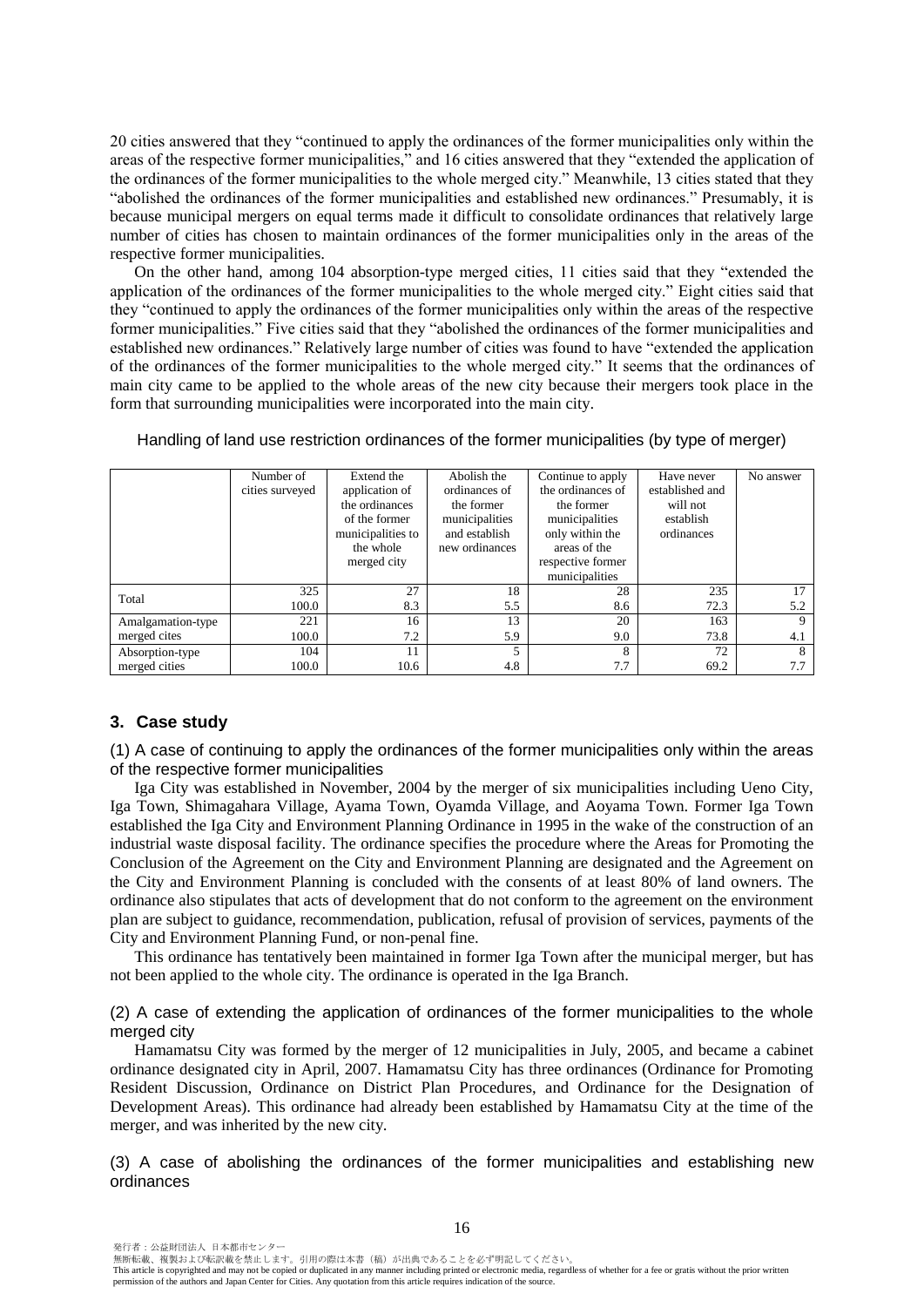20 cities answered that they "continued to apply the ordinances of the former municipalities only within the areas of the respective former municipalities," and 16 cities answered that they "extended the application of the ordinances of the former municipalities to the whole merged city." Meanwhile, 13 cities stated that they "abolished the ordinances of the former municipalities and established new ordinances." Presumably, it is because municipal mergers on equal terms made it difficult to consolidate ordinances that relatively large number of cities has chosen to maintain ordinances of the former municipalities only in the areas of the respective former municipalities.

On the other hand, among 104 absorption-type merged cities, 11 cities said that they "extended the application of the ordinances of the former municipalities to the whole merged city." Eight cities said that they "continued to apply the ordinances of the former municipalities only within the areas of the respective former municipalities." Five cities said that they "abolished the ordinances of the former municipalities and established new ordinances." Relatively large number of cities was found to have "extended the application of the ordinances of the former municipalities to the whole merged city." It seems that the ordinances of main city came to be applied to the whole areas of the new city because their mergers took place in the form that surrounding municipalities were incorporated into the main city.

Handling of land use restriction ordinances of the former municipalities (by type of merger)

| | Number of cities surveyed | Extend the application of the ordinances of the former municipalities to the whole merged city | Abolish the ordinances of the former municipalities and establish new ordinances | Continue to apply the ordinances of the former municipalities only within the areas of the respective former municipalities | Have never established and will not establish ordinances | No answer |
|---|---|---|---|---|---|---|
| Total | 325 | 27 | 18 | 28 | 235 | 17 |
| | 100.0 | 8.3 | 5.5 | 8.6 | 72.3 | 5.2 |
| Amalgamation-type merged cites | 221 | 16 | 13 | 20 | 163 | 9 |
| | 100.0 | 7.2 | 5.9 | 9.0 | 73.8 | 4.1 |
| Absorption-type merged cities | 104 | 11 | 5 | 8 | 72 | 8 |
| | 100.0 | 10.6 | 4.8 | 7.7 | 69.2 | 7.7 |

## 3. Case study

### (1) A case of continuing to apply the ordinances of the former municipalities only within the areas of the respective former municipalities

Iga City was established in November, 2004 by the merger of six municipalities including Ueno City, Iga Town, Shimagahara Village, Ayama Town, Oyamda Village, and Aoyama Town. Former Iga Town established the Iga City and Environment Planning Ordinance in 1995 in the wake of the construction of an industrial waste disposal facility. The ordinance specifies the procedure where the Areas for Promoting the Conclusion of the Agreement on the City and Environment Planning are designated and the Agreement on the City and Environment Planning is concluded with the consents of at least 80% of land owners. The ordinance also stipulates that acts of development that do not conform to the agreement on the environment plan are subject to guidance, recommendation, publication, refusal of provision of services, payments of the City and Environment Planning Fund, or non-penal fine.

This ordinance has tentatively been maintained in former Iga Town after the municipal merger, but has not been applied to the whole city. The ordinance is operated in the Iga Branch.

### (2) A case of extending the application of ordinances of the former municipalities to the whole merged city

Hamamatsu City was formed by the merger of 12 municipalities in July, 2005, and became a cabinet ordinance designated city in April, 2007. Hamamatsu City has three ordinances (Ordinance for Promoting Resident Discussion, Ordinance on District Plan Procedures, and Ordinance for the Designation of Development Areas). This ordinance had already been established by Hamamatsu City at the time of the merger, and was inherited by the new city.

### (3) A case of abolishing the ordinances of the former municipalities and establishing new ordinances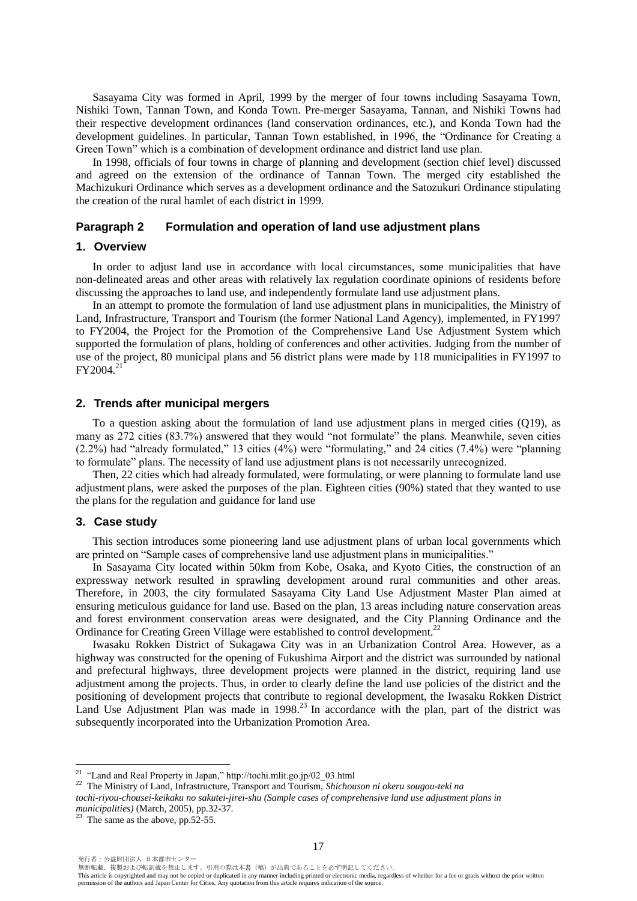Sasayama City was formed in April, 1999 by the merger of four towns including Sasayama Town, Nishiki Town, Tannan Town, and Konda Town. Pre-merger Sasayama, Tannan, and Nishiki Towns had their respective development ordinances (land conservation ordinances, etc.), and Konda Town had the development guidelines. In particular, Tannan Town established, in 1996, the "Ordinance for Creating a Green Town" which is a combination of development ordinance and district land use plan.

In 1998, officials of four towns in charge of planning and development (section chief level) discussed and agreed on the extension of the ordinance of Tannan Town. The merged city established the Machizukuri Ordinance which serves as a development ordinance and the Satozukuri Ordinance stipulating the creation of the rural hamlet of each district in 1999.

### Paragraph 2　Formulation and operation of land use adjustment plans

#### 1. Overview

In order to adjust land use in accordance with local circumstances, some municipalities that have non-delineated areas and other areas with relatively lax regulation coordinate opinions of residents before discussing the approaches to land use, and independently formulate land use adjustment plans.

In an attempt to promote the formulation of land use adjustment plans in municipalities, the Ministry of Land, Infrastructure, Transport and Tourism (the former National Land Agency), implemented, in FY1997 to FY2004, the Project for the Promotion of the Comprehensive Land Use Adjustment System which supported the formulation of plans, holding of conferences and other activities. Judging from the number of use of the project, 80 municipal plans and 56 district plans were made by 118 municipalities in FY1997 to FY2004.[21]

#### 2. Trends after municipal mergers

To a question asking about the formulation of land use adjustment plans in merged cities (Q19), as many as 272 cities (83.7%) answered that they would "not formulate" the plans. Meanwhile, seven cities (2.2%) had "already formulated," 13 cities (4%) were "formulating," and 24 cities (7.4%) were "planning to formulate" plans. The necessity of land use adjustment plans is not necessarily unrecognized.

Then, 22 cities which had already formulated, were formulating, or were planning to formulate land use adjustment plans, were asked the purposes of the plan. Eighteen cities (90%) stated that they wanted to use the plans for the regulation and guidance for land use

#### 3. Case study

This section introduces some pioneering land use adjustment plans of urban local governments which are printed on "Sample cases of comprehensive land use adjustment plans in municipalities."

In Sasayama City located within 50km from Kobe, Osaka, and Kyoto Cities, the construction of an expressway network resulted in sprawling development around rural communities and other areas. Therefore, in 2003, the city formulated Sasayama City Land Use Adjustment Master Plan aimed at ensuring meticulous guidance for land use. Based on the plan, 13 areas including nature conservation areas and forest environment conservation areas were designated, and the City Planning Ordinance and the Ordinance for Creating Green Village were established to control development.[22]

Iwasaku Rokken District of Sukagawa City was in an Urbanization Control Area. However, as a highway was constructed for the opening of Fukushima Airport and the district was surrounded by national and prefectural highways, three development projects were planned in the district, requiring land use adjustment among the projects. Thus, in order to clearly define the land use policies of the district and the positioning of development projects that contribute to regional development, the Iwasaku Rokken District Land Use Adjustment Plan was made in 1998.[23] In accordance with the plan, part of the district was subsequently incorporated into the Urbanization Promotion Area.

---

[21] "Land and Real Property in Japan," http://tochi.mlit.go.jp/02_03.html

[22] The Ministry of Land, Infrastructure, Transport and Tourism, *Shichouson ni okeru sougou-teki na tochi-riyou-chousei-keikaku no sakutei-jirei-shu (Sample cases of comprehensive land use adjustment plans in municipalities)* (March, 2005), pp.32-37.

[23] The same as the above, pp.52-55.

発行者：公益財団法人 日本都市センター
無断転載、複製および転訳載を禁止します。引用の際は本書（稿）が出典であることを必ず明記してください。
This article is copyrighted and may not be copied or duplicated in any manner including printed or electronic media, regardless of whether for a fee or gratis without the prior written permission of the authors and Japan Center for Cities. Any quotation from this article requires indication of the source.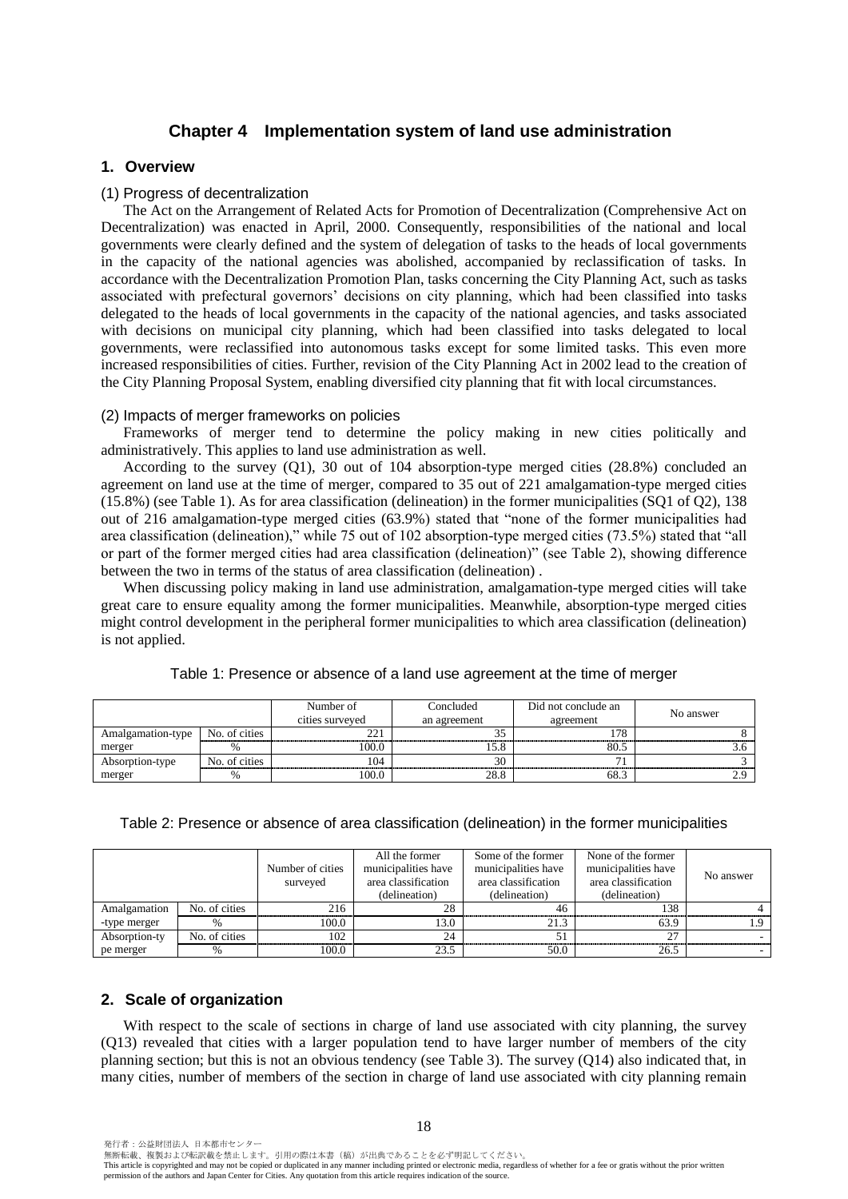# Chapter 4 Implementation system of land use administration

## 1. Overview

### (1) Progress of decentralization

The Act on the Arrangement of Related Acts for Promotion of Decentralization (Comprehensive Act on Decentralization) was enacted in April, 2000. Consequently, responsibilities of the national and local governments were clearly defined and the system of delegation of tasks to the heads of local governments in the capacity of the national agencies was abolished, accompanied by reclassification of tasks. In accordance with the Decentralization Promotion Plan, tasks concerning the City Planning Act, such as tasks associated with prefectural governors' decisions on city planning, which had been classified into tasks delegated to the heads of local governments in the capacity of the national agencies, and tasks associated with decisions on municipal city planning, which had been classified into tasks delegated to local governments, were reclassified into autonomous tasks except for some limited tasks. This even more increased responsibilities of cities. Further, revision of the City Planning Act in 2002 lead to the creation of the City Planning Proposal System, enabling diversified city planning that fit with local circumstances.

### (2) Impacts of merger frameworks on policies

Frameworks of merger tend to determine the policy making in new cities politically and administratively. This applies to land use administration as well.

According to the survey (Q1), 30 out of 104 absorption-type merged cities (28.8%) concluded an agreement on land use at the time of merger, compared to 35 out of 221 amalgamation-type merged cities (15.8%) (see Table 1). As for area classification (delineation) in the former municipalities (SQ1 of Q2), 138 out of 216 amalgamation-type merged cities (63.9%) stated that "none of the former municipalities had area classification (delineation)," while 75 out of 102 absorption-type merged cities (73.5%) stated that "all or part of the former merged cities had area classification (delineation)" (see Table 2), showing difference between the two in terms of the status of area classification (delineation) .

When discussing policy making in land use administration, amalgamation-type merged cities will take great care to ensure equality among the former municipalities. Meanwhile, absorption-type merged cities might control development in the peripheral former municipalities to which area classification (delineation) is not applied.

Table 1: Presence or absence of a land use agreement at the time of merger

| | | Number of cities surveyed | Concluded an agreement | Did not conclude an agreement | No answer |
|---|---|---|---|---|---|
| Amalgamation-type merger | No. of cities | 221 | 35 | 178 | 8 |
| | % | 100.0 | 15.8 | 80.5 | 3.6 |
| Absorption-type merger | No. of cities | 104 | 30 | 71 | 3 |
| | % | 100.0 | 28.8 | 68.3 | 2.9 |

Table 2: Presence or absence of area classification (delineation) in the former municipalities

| | | Number of cities surveyed | All the former municipalities have area classification (delineation) | Some of the former municipalities have area classification (delineation) | None of the former municipalities have area classification (delineation) | No answer |
|---|---|---|---|---|---|---|
| Amalgamation -type merger | No. of cities | 216 | 28 | 46 | 138 | 4 |
| | % | 100.0 | 13.0 | 21.3 | 63.9 | 1.9 |
| Absorption-type merger | No. of cities | 102 | 24 | 51 | 27 | - |
| | % | 100.0 | 23.5 | 50.0 | 26.5 | - |

## 2. Scale of organization

With respect to the scale of sections in charge of land use associated with city planning, the survey (Q13) revealed that cities with a larger population tend to have larger number of members of the city planning section; but this is not an obvious tendency (see Table 3). The survey (Q14) also indicated that, in many cities, number of members of the section in charge of land use associated with city planning remain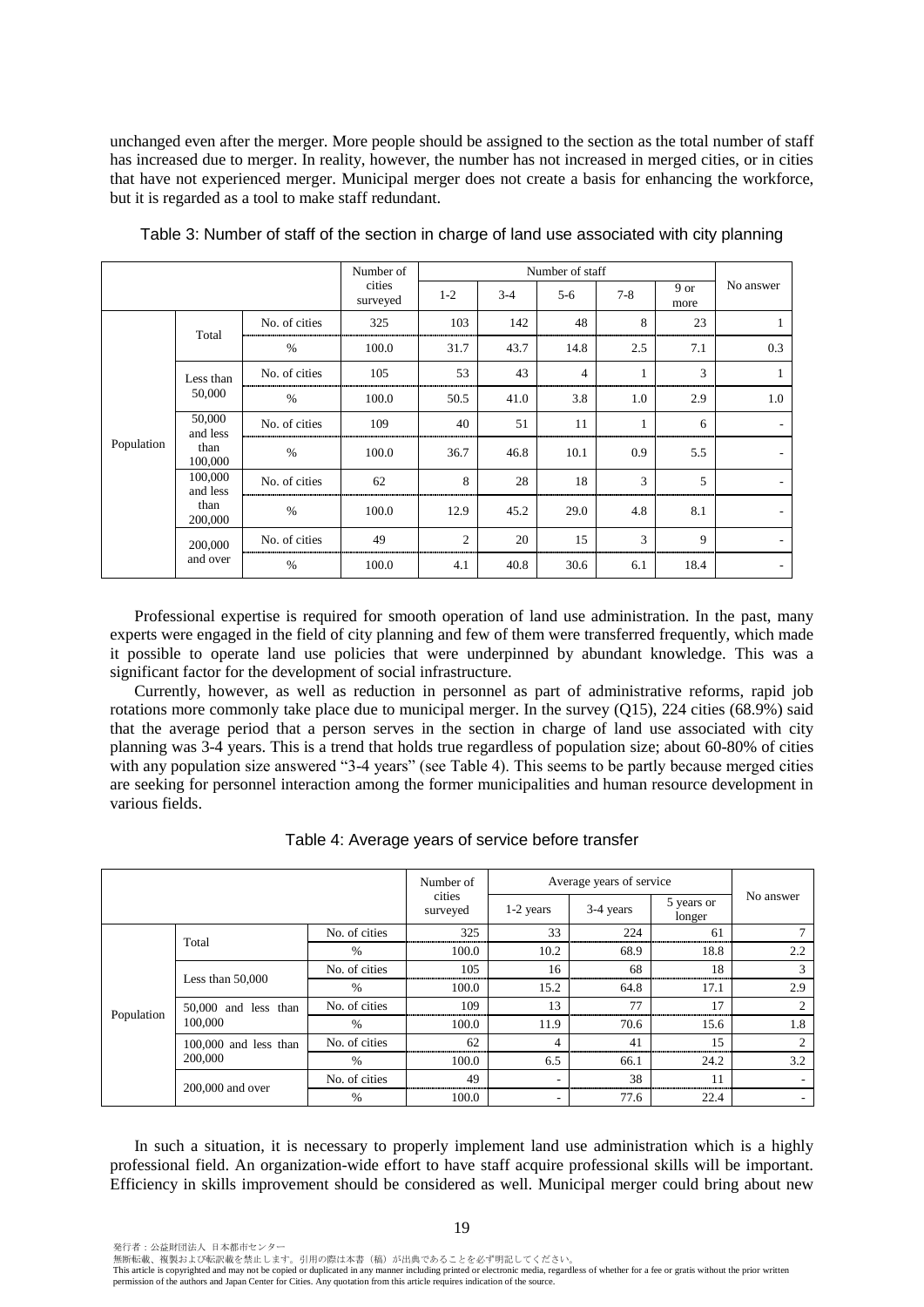unchanged even after the merger. More people should be assigned to the section as the total number of staff has increased due to merger. In reality, however, the number has not increased in merged cities, or in cities that have not experienced merger. Municipal merger does not create a basis for enhancing the workforce, but it is regarded as a tool to make staff redundant.

Table 3: Number of staff of the section in charge of land use associated with city planning

| | | | Number of cities surveyed | Number of staff | | | | | No answer |
|---|---|---|---|---|---|---|---|---|---|
| | | | | 1-2 | 3-4 | 5-6 | 7-8 | 9 or more | |
| Population | Total | No. of cities | 325 | 103 | 142 | 48 | 8 | 23 | 1 |
| | | % | 100.0 | 31.7 | 43.7 | 14.8 | 2.5 | 7.1 | 0.3 |
| | Less than 50,000 | No. of cities | 105 | 53 | 43 | 4 | 1 | 3 | 1 |
| | | % | 100.0 | 50.5 | 41.0 | 3.8 | 1.0 | 2.9 | 1.0 |
| | 50,000 and less than 100,000 | No. of cities | 109 | 40 | 51 | 11 | 1 | 6 | - |
| | | % | 100.0 | 36.7 | 46.8 | 10.1 | 0.9 | 5.5 | - |
| | 100,000 and less than 200,000 | No. of cities | 62 | 8 | 28 | 18 | 3 | 5 | - |
| | | % | 100.0 | 12.9 | 45.2 | 29.0 | 4.8 | 8.1 | - |
| | 200,000 and over | No. of cities | 49 | 2 | 20 | 15 | 3 | 9 | - |
| | | % | 100.0 | 4.1 | 40.8 | 30.6 | 6.1 | 18.4 | - |

Professional expertise is required for smooth operation of land use administration. In the past, many experts were engaged in the field of city planning and few of them were transferred frequently, which made it possible to operate land use policies that were underpinned by abundant knowledge. This was a significant factor for the development of social infrastructure.

Currently, however, as well as reduction in personnel as part of administrative reforms, rapid job rotations more commonly take place due to municipal merger. In the survey (Q15), 224 cities (68.9%) said that the average period that a person serves in the section in charge of land use associated with city planning was 3-4 years. This is a trend that holds true regardless of population size; about 60-80% of cities with any population size answered "3-4 years" (see Table 4). This seems to be partly because merged cities are seeking for personnel interaction among the former municipalities and human resource development in various fields.

Table 4: Average years of service before transfer

| | | | Number of cities surveyed | Average years of service | | | No answer |
|---|---|---|---|---|---|---|---|
| | | | | 1-2 years | 3-4 years | 5 years or longer | |
| Population | Total | No. of cities | 325 | 33 | 224 | 61 | 7 |
| | | % | 100.0 | 10.2 | 68.9 | 18.8 | 2.2 |
| | Less than 50,000 | No. of cities | 105 | 16 | 68 | 18 | 3 |
| | | % | 100.0 | 15.2 | 64.8 | 17.1 | 2.9 |
| | 50,000 and less than 100,000 | No. of cities | 109 | 13 | 77 | 17 | 2 |
| | | % | 100.0 | 11.9 | 70.6 | 15.6 | 1.8 |
| | 100,000 and less than 200,000 | No. of cities | 62 | 4 | 41 | 15 | 2 |
| | | % | 100.0 | 6.5 | 66.1 | 24.2 | 3.2 |
| | 200,000 and over | No. of cities | 49 | - | 38 | 11 | - |
| | | % | 100.0 | - | 77.6 | 22.4 | - |

In such a situation, it is necessary to properly implement land use administration which is a highly professional field. An organization-wide effort to have staff acquire professional skills will be important. Efficiency in skills improvement should be considered as well. Municipal merger could bring about new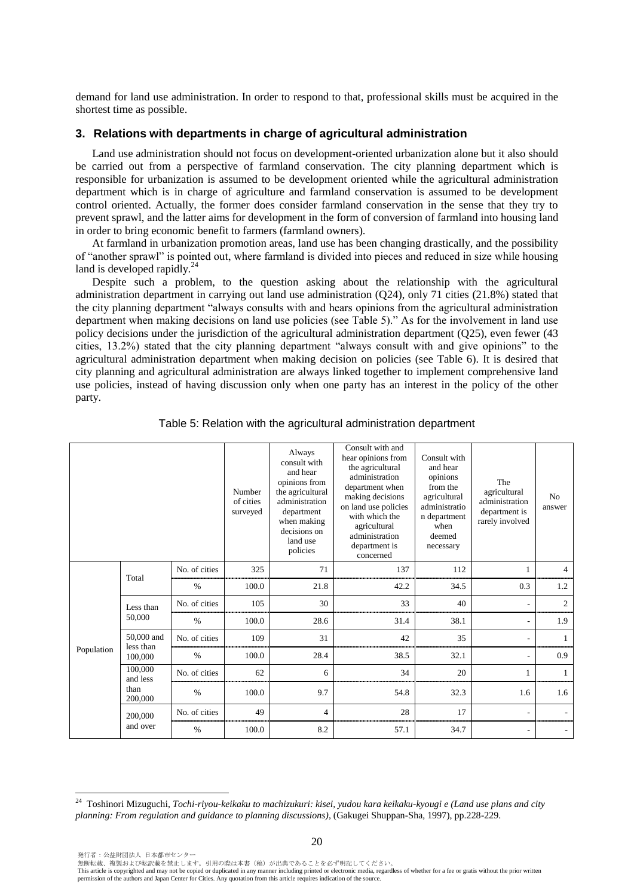demand for land use administration. In order to respond to that, professional skills must be acquired in the shortest time as possible.

## 3. Relations with departments in charge of agricultural administration

Land use administration should not focus on development-oriented urbanization alone but it also should be carried out from a perspective of farmland conservation. The city planning department which is responsible for urbanization is assumed to be development oriented while the agricultural administration department which is in charge of agriculture and farmland conservation is assumed to be development control oriented. Actually, the former does consider farmland conservation in the sense that they try to prevent sprawl, and the latter aims for development in the form of conversion of farmland into housing land in order to bring economic benefit to farmers (farmland owners).

At farmland in urbanization promotion areas, land use has been changing drastically, and the possibility of "another sprawl" is pointed out, where farmland is divided into pieces and reduced in size while housing land is developed rapidly.[24]

Despite such a problem, to the question asking about the relationship with the agricultural administration department in carrying out land use administration (Q24), only 71 cities (21.8%) stated that the city planning department "always consults with and hears opinions from the agricultural administration department when making decisions on land use policies (see Table 5)." As for the involvement in land use policy decisions under the jurisdiction of the agricultural administration department (Q25), even fewer (43 cities, 13.2%) stated that the city planning department "always consult with and give opinions" to the agricultural administration department when making decision on policies (see Table 6). It is desired that city planning and agricultural administration are always linked together to implement comprehensive land use policies, instead of having discussion only when one party has an interest in the policy of the other party.

Table 5: Relation with the agricultural administration department

| | | | Number of cities surveyed | Always consult with and hear opinions from the agricultural administration department when making decisions on land use policies | Consult with and hear opinions from the agricultural administration department when making decisions on land use policies with which the agricultural administration department is concerned | Consult with and hear opinions from the agricultural administration department when deemed necessary | The agricultural administration department is rarely involved | No answer |
|---|---|---|---|---|---|---|---|---|
| Population | Total | No. of cities | 325 | 71 | 137 | 112 | 1 | 4 |
| | | % | 100.0 | 21.8 | 42.2 | 34.5 | 0.3 | 1.2 |
| | Less than 50,000 | No. of cities | 105 | 30 | 33 | 40 | - | 2 |
| | | % | 100.0 | 28.6 | 31.4 | 38.1 | - | 1.9 |
| | 50,000 and less than 100,000 | No. of cities | 109 | 31 | 42 | 35 | - | 1 |
| | | % | 100.0 | 28.4 | 38.5 | 32.1 | - | 0.9 |
| | 100,000 and less than 200,000 | No. of cities | 62 | 6 | 34 | 20 | 1 | 1 |
| | | % | 100.0 | 9.7 | 54.8 | 32.3 | 1.6 | 1.6 |
| | 200,000 and over | No. of cities | 49 | 4 | 28 | 17 | - | - |
| | | % | 100.0 | 8.2 | 57.1 | 34.7 | - | - |

[24] Toshinori Mizuguchi, *Tochi-riyou-keikaku to machizukuri: kisei, yudou kara keikaku-kyougi e (Land use plans and city planning: From regulation and guidance to planning discussions)*, (Gakugei Shuppan-Sha, 1997), pp.228-229.

発行者：公益財団法人 日本都市センター
無断転載、複製および転訳載を禁止します。引用の際は本書（稿）が出典であることを必ず明記してください。
This article is copyrighted and may not be copied or duplicated in any manner including printed or electronic media, regardless of whether for a fee or gratis without the prior written permission of the authors and Japan Center for Cities. Any quotation from this article requires indication of the source.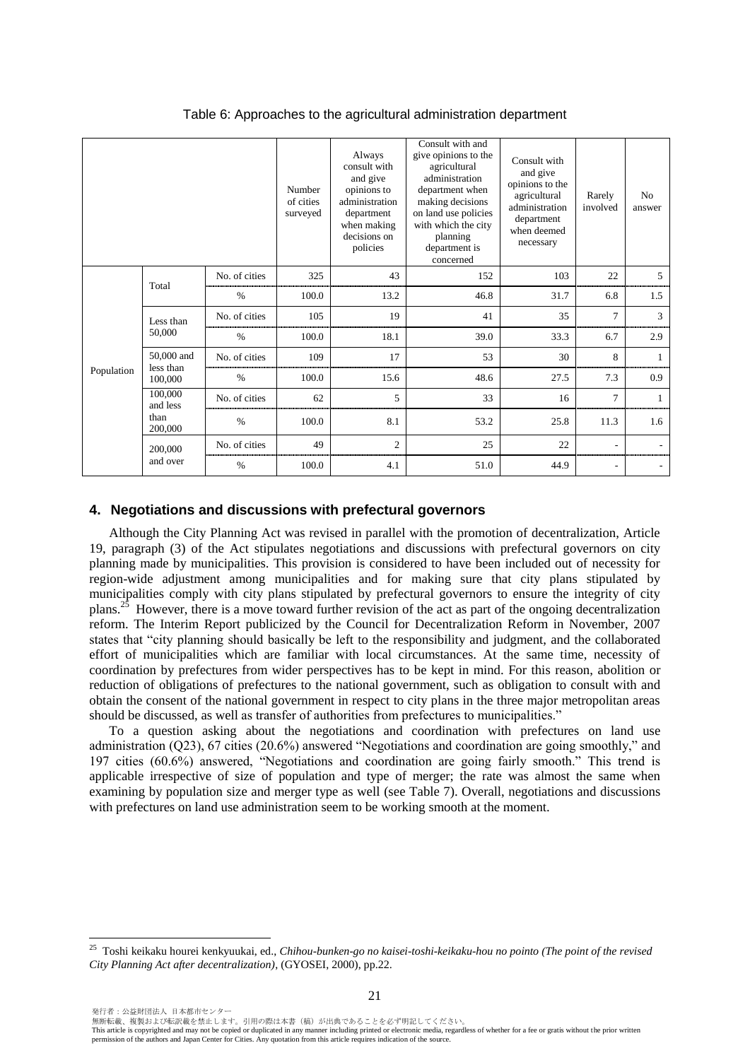Table 6: Approaches to the agricultural administration department

| | | | Number of cities surveyed | Always consult with and give opinions to administration department when making decisions on policies | Consult with and give opinions to the agricultural administration department when making decisions on land use policies with which the city planning department is concerned | Consult with and give opinions to the agricultural administration department when deemed necessary | Rarely involved | No answer |
|---|---|---|---|---|---|---|---|---|
| Population | Total | No. of cities | 325 | 43 | 152 | 103 | 22 | 5 |
| | | % | 100.0 | 13.2 | 46.8 | 31.7 | 6.8 | 1.5 |
| | Less than 50,000 | No. of cities | 105 | 19 | 41 | 35 | 7 | 3 |
| | | % | 100.0 | 18.1 | 39.0 | 33.3 | 6.7 | 2.9 |
| | 50,000 and less than 100,000 | No. of cities | 109 | 17 | 53 | 30 | 8 | 1 |
| | | % | 100.0 | 15.6 | 48.6 | 27.5 | 7.3 | 0.9 |
| | 100,000 and less than 200,000 | No. of cities | 62 | 5 | 33 | 16 | 7 | 1 |
| | | % | 100.0 | 8.1 | 53.2 | 25.8 | 11.3 | 1.6 |
| | 200,000 and over | No. of cities | 49 | 2 | 25 | 22 | - | - |
| | | % | 100.0 | 4.1 | 51.0 | 44.9 | - | - |

## 4. Negotiations and discussions with prefectural governors

Although the City Planning Act was revised in parallel with the promotion of decentralization, Article 19, paragraph (3) of the Act stipulates negotiations and discussions with prefectural governors on city planning made by municipalities. This provision is considered to have been included out of necessity for region-wide adjustment among municipalities and for making sure that city plans stipulated by municipalities comply with city plans stipulated by prefectural governors to ensure the integrity of city plans.[25] However, there is a move toward further revision of the act as part of the ongoing decentralization reform. The Interim Report publicized by the Council for Decentralization Reform in November, 2007 states that "city planning should basically be left to the responsibility and judgment, and the collaborated effort of municipalities which are familiar with local circumstances. At the same time, necessity of coordination by prefectures from wider perspectives has to be kept in mind. For this reason, abolition or reduction of obligations of prefectures to the national government, such as obligation to consult with and obtain the consent of the national government in respect to city plans in the three major metropolitan areas should be discussed, as well as transfer of authorities from prefectures to municipalities."

To a question asking about the negotiations and coordination with prefectures on land use administration (Q23), 67 cities (20.6%) answered "Negotiations and coordination are going smoothly," and 197 cities (60.6%) answered, "Negotiations and coordination are going fairly smooth." This trend is applicable irrespective of size of population and type of merger; the rate was almost the same when examining by population size and merger type as well (see Table 7). Overall, negotiations and discussions with prefectures on land use administration seem to be working smooth at the moment.

[25] Toshi keikaku hourei kenkyuukai, ed., *Chihou-bunken-go no kaisei-toshi-keikaku-hou no pointo (The point of the revised City Planning Act after decentralization)*, (GYOSEI, 2000), pp.22.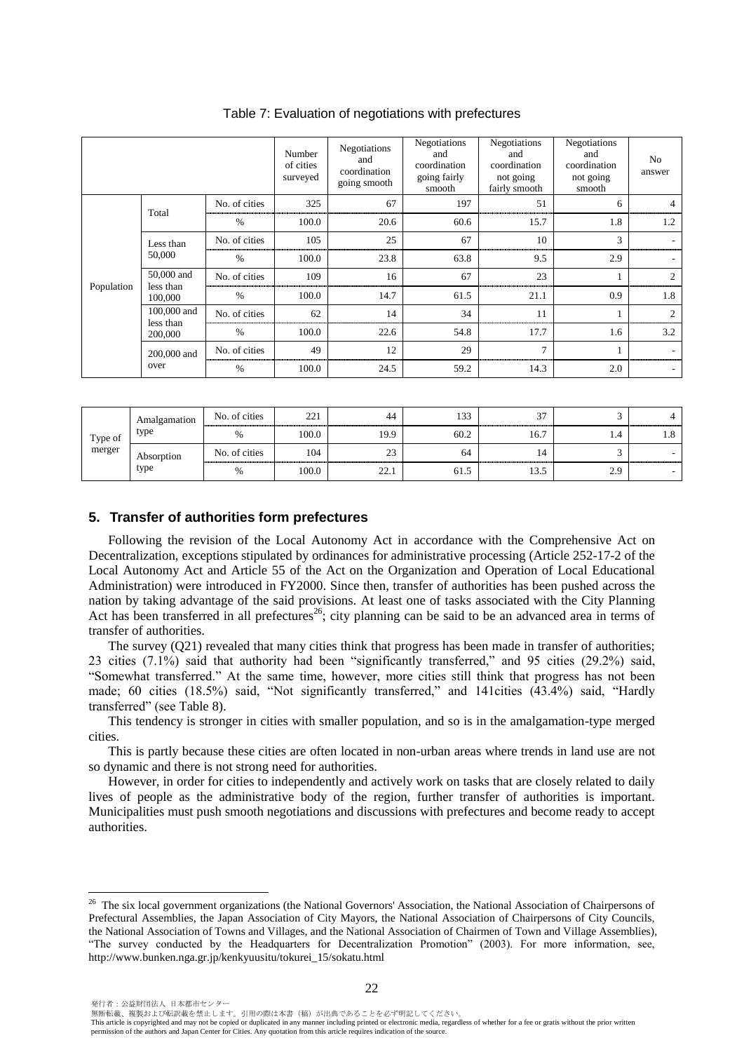Table 7: Evaluation of negotiations with prefectures

| | | | Number of cities surveyed | Negotiations and coordination going smooth | Negotiations and coordination going fairly smooth | Negotiations and coordination not going fairly smooth | Negotiations and coordination not going smooth | No answer |
|---|---|---|---|---|---|---|---|---|
| Population | Total | No. of cities | 325 | 67 | 197 | 51 | 6 | 4 |
| | | % | 100.0 | 20.6 | 60.6 | 15.7 | 1.8 | 1.2 |
| | Less than 50,000 | No. of cities | 105 | 25 | 67 | 10 | 3 | - |
| | | % | 100.0 | 23.8 | 63.8 | 9.5 | 2.9 | - |
| | 50,000 and less than 100,000 | No. of cities | 109 | 16 | 67 | 23 | 1 | 2 |
| | | % | 100.0 | 14.7 | 61.5 | 21.1 | 0.9 | 1.8 |
| | 100,000 and less than 200,000 | No. of cities | 62 | 14 | 34 | 11 | 1 | 2 |
| | | % | 100.0 | 22.6 | 54.8 | 17.7 | 1.6 | 3.2 |
| | 200,000 and over | No. of cities | 49 | 12 | 29 | 7 | 1 | - |
| | | % | 100.0 | 24.5 | 59.2 | 14.3 | 2.0 | - |
| Type of merger | Amalgamation type | No. of cities | 221 | 44 | 133 | 37 | 3 | 4 |
| | | % | 100.0 | 19.9 | 60.2 | 16.7 | 1.4 | 1.8 |
| | Absorption type | No. of cities | 104 | 23 | 64 | 14 | 3 | - |
| | | % | 100.0 | 22.1 | 61.5 | 13.5 | 2.9 | - |

## 5. Transfer of authorities form prefectures

Following the revision of the Local Autonomy Act in accordance with the Comprehensive Act on Decentralization, exceptions stipulated by ordinances for administrative processing (Article 252-17-2 of the Local Autonomy Act and Article 55 of the Act on the Organization and Operation of Local Educational Administration) were introduced in FY2000. Since then, transfer of authorities has been pushed across the nation by taking advantage of the said provisions. At least one of tasks associated with the City Planning Act has been transferred in all prefectures[26]; city planning can be said to be an advanced area in terms of transfer of authorities.

The survey (Q21) revealed that many cities think that progress has been made in transfer of authorities; 23 cities (7.1%) said that authority had been "significantly transferred," and 95 cities (29.2%) said, "Somewhat transferred." At the same time, however, more cities still think that progress has not been made; 60 cities (18.5%) said, "Not significantly transferred," and 141cities (43.4%) said, "Hardly transferred" (see Table 8).

This tendency is stronger in cities with smaller population, and so is in the amalgamation-type merged cities.

This is partly because these cities are often located in non-urban areas where trends in land use are not so dynamic and there is not strong need for authorities.

However, in order for cities to independently and actively work on tasks that are closely related to daily lives of people as the administrative body of the region, further transfer of authorities is important. Municipalities must push smooth negotiations and discussions with prefectures and become ready to accept authorities.

---

[26] The six local government organizations (the National Governors' Association, the National Association of Chairpersons of Prefectural Assemblies, the Japan Association of City Mayors, the National Association of Chairpersons of City Councils, the National Association of Towns and Villages, and the National Association of Chairmen of Town and Village Assemblies), "The survey conducted by the Headquarters for Decentralization Promotion" (2003). For more information, see, http://www.bunken.nga.gr.jp/kenkyuusitu/tokurei_15/sokatu.html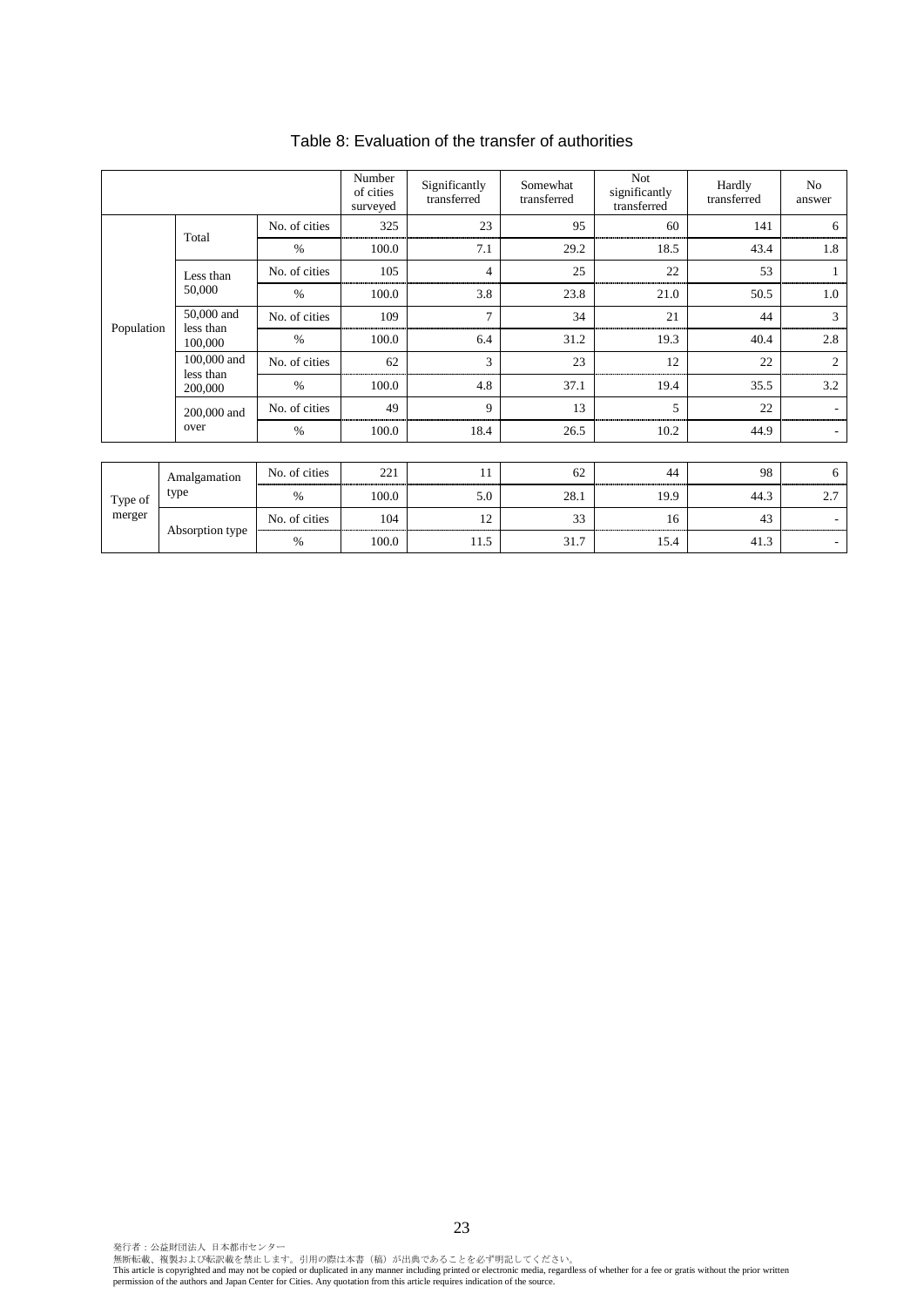Table 8: Evaluation of the transfer of authorities

| | | | Number of cities surveyed | Significantly transferred | Somewhat transferred | Not significantly transferred | Hardly transferred | No answer |
|---|---|---|---|---|---|---|---|---|
| Population | Total | No. of cities | 325 | 23 | 95 | 60 | 141 | 6 |
| | | % | 100.0 | 7.1 | 29.2 | 18.5 | 43.4 | 1.8 |
| | Less than 50,000 | No. of cities | 105 | 4 | 25 | 22 | 53 | 1 |
| | | % | 100.0 | 3.8 | 23.8 | 21.0 | 50.5 | 1.0 |
| | 50,000 and less than 100,000 | No. of cities | 109 | 7 | 34 | 21 | 44 | 3 |
| | | % | 100.0 | 6.4 | 31.2 | 19.3 | 40.4 | 2.8 |
| | 100,000 and less than 200,000 | No. of cities | 62 | 3 | 23 | 12 | 22 | 2 |
| | | % | 100.0 | 4.8 | 37.1 | 19.4 | 35.5 | 3.2 |
| | 200,000 and over | No. of cities | 49 | 9 | 13 | 5 | 22 | - |
| | | % | 100.0 | 18.4 | 26.5 | 10.2 | 44.9 | - |
| Type of merger | Amalgamation type | No. of cities | 221 | 11 | 62 | 44 | 98 | 6 |
| | | % | 100.0 | 5.0 | 28.1 | 19.9 | 44.3 | 2.7 |
| | Absorption type | No. of cities | 104 | 12 | 33 | 16 | 43 | - |
| | | % | 100.0 | 11.5 | 31.7 | 15.4 | 41.3 | - |

発行者：公益財団法人 日本都市センター
無断転載、複製および転訳載を禁止します。引用の際は本書（稿）が出典であることを必ず明記してください。
This article is copyrighted and may not be copied or duplicated in any manner including printed or electronic media, regardless of whether for a fee or gratis without the prior written permission of the authors and Japan Center for Cities. Any quotation from this article requires indication of the source.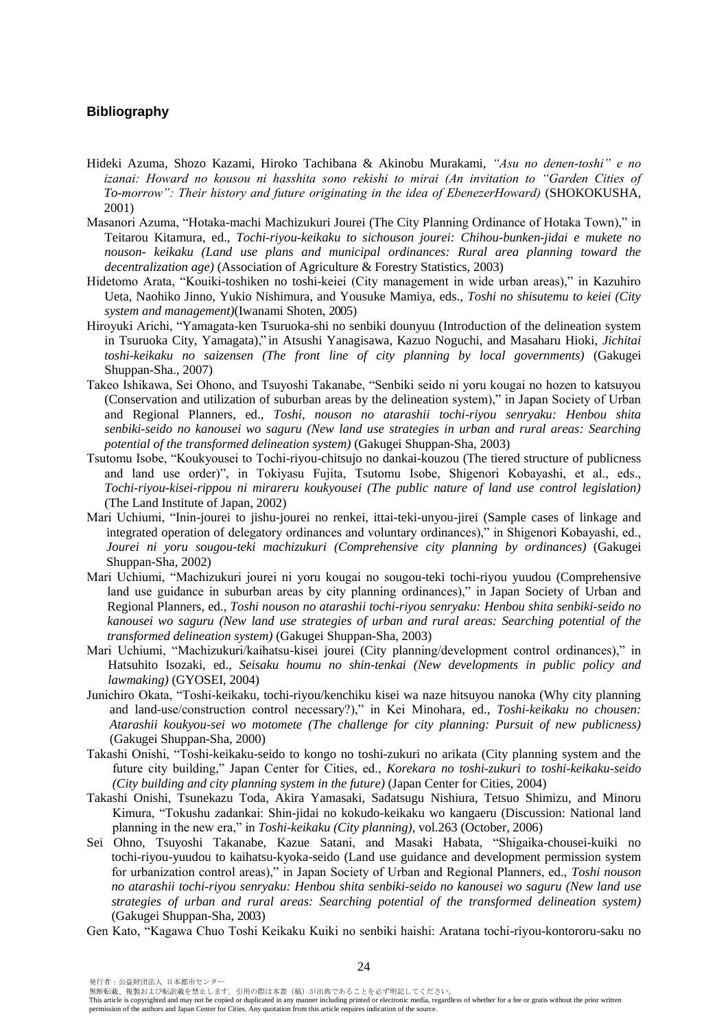## Bibliography

Hideki Azuma, Shozo Kazami, Hiroko Tachibana & Akinobu Murakami, *"Asu no denen-toshi" e no izanai: Howard no kousou ni hasshita sono rekishi to mirai (An invitation to "Garden Cities of To-morrow": Their history and future originating in the idea of EbenezerHoward)* (SHOKOKUSHA, 2001)

Masanori Azuma, "Hotaka-machi Machizukuri Jourei (The City Planning Ordinance of Hotaka Town)," in Teitarou Kitamura, ed., *Tochi-riyou-keikaku to sichouson jourei: Chihou-bunken-jidai e mukete no nouson- keikaku (Land use plans and municipal ordinances: Rural area planning toward the decentralization age)* (Association of Agriculture & Forestry Statistics, 2003)

Hidetomo Arata, "Kouiki-toshiken no toshi-keiei (City management in wide urban areas)," in Kazuhiro Ueta, Naohiko Jinno, Yukio Nishimura, and Yousuke Mamiya, eds., *Toshi no shisutemu to keiei (City system and management)*(Iwanami Shoten, 2005)

Hiroyuki Arichi, "Yamagata-ken Tsuruoka-shi no senbiki dounyuu (Introduction of the delineation system in Tsuruoka City, Yamagata)," in Atsushi Yanagisawa, Kazuo Noguchi, and Masaharu Hioki, *Jichitai toshi-keikaku no saizensen (The front line of city planning by local governments)* (Gakugei Shuppan-Sha., 2007)

Takeo Ishikawa, Sei Ohono, and Tsuyoshi Takanabe, "Senbiki seido ni yoru kougai no hozen to katsuyou (Conservation and utilization of suburban areas by the delineation system)," in Japan Society of Urban and Regional Planners, ed., *Toshi, nouson no atarashii tochi-riyou senryaku: Henbou shita senbiki-seido no kanousei wo saguru (New land use strategies in urban and rural areas: Searching potential of the transformed delineation system)* (Gakugei Shuppan-Sha, 2003)

Tsutomu Isobe, "Koukyousei to Tochi-riyou-chitsujo no dankai-kouzou (The tiered structure of publicness and land use order)", in Tokiyasu Fujita, Tsutomu Isobe, Shigenori Kobayashi, et al., eds., *Tochi-riyou-kisei-rippou ni mirareru koukyousei (The public nature of land use control legislation)* (The Land Institute of Japan, 2002)

Mari Uchiumi, "Inin-jourei to jishu-jourei no renkei, ittai-teki-unyou-jirei (Sample cases of linkage and integrated operation of delegatory ordinances and voluntary ordinances)," in Shigenori Kobayashi, ed., *Jourei ni yoru sougou-teki machizukuri (Comprehensive city planning by ordinances)* (Gakugei Shuppan-Sha, 2002)

Mari Uchiumi, "Machizukuri jourei ni yoru kougai no sougou-teki tochi-riyou yuudou (Comprehensive land use guidance in suburban areas by city planning ordinances)," in Japan Society of Urban and Regional Planners, ed., *Toshi nouson no atarashii tochi-riyou senryaku: Henbou shita senbiki-seido no kanousei wo saguru (New land use strategies of urban and rural areas: Searching potential of the transformed delineation system)* (Gakugei Shuppan-Sha, 2003)

Mari Uchiumi, "Machizukuri/kaihatsu-kisei jourei (City planning/development control ordinances)," in Hatsuhito Isozaki, ed., *Seisaku houmu no shin-tenkai (New developments in public policy and lawmaking)* (GYOSEI, 2004)

Junichiro Okata, "Toshi-keikaku, tochi-riyou/kenchiku kisei wa naze hitsuyou nanoka (Why city planning and land-use/construction control necessary?)," in Kei Minohara, ed., *Toshi-keikaku no chousen: Atarashii koukyou-sei wo motomete (The challenge for city planning: Pursuit of new publicness)* (Gakugei Shuppan-Sha, 2000)

Takashi Onishi, "Toshi-keikaku-seido to kongo no toshi-zukuri no arikata (City planning system and the future city building," Japan Center for Cities, ed., *Korekara no toshi-zukuri to toshi-keikaku-seido (City building and city planning system in the future)* (Japan Center for Cities, 2004)

Takashi Onishi, Tsunekazu Toda, Akira Yamasaki, Sadatsugu Nishiura, Tetsuo Shimizu, and Minoru Kimura, "Tokushu zadankai: Shin-jidai no kokudo-keikaku wo kangaeru (Discussion: National land planning in the new era," in *Toshi-keikaku (City planning)*, vol.263 (October, 2006)

Sei Ohno, Tsuyoshi Takanabe, Kazue Satani, and Masaki Habata, "Shigaika-chousei-kuiki no tochi-riyou-yuudou to kaihatsu-kyoka-seido (Land use guidance and development permission system for urbanization control areas)," in Japan Society of Urban and Regional Planners, ed., *Toshi nouson no atarashii tochi-riyou senryaku: Henbou shita senbiki-seido no kanousei wo saguru (New land use strategies of urban and rural areas: Searching potential of the transformed delineation system)* (Gakugei Shuppan-Sha, 2003)

Gen Kato, "Kagawa Chuo Toshi Keikaku Kuiki no senbiki haishi: Aratana tochi-riyou-kontororu-saku no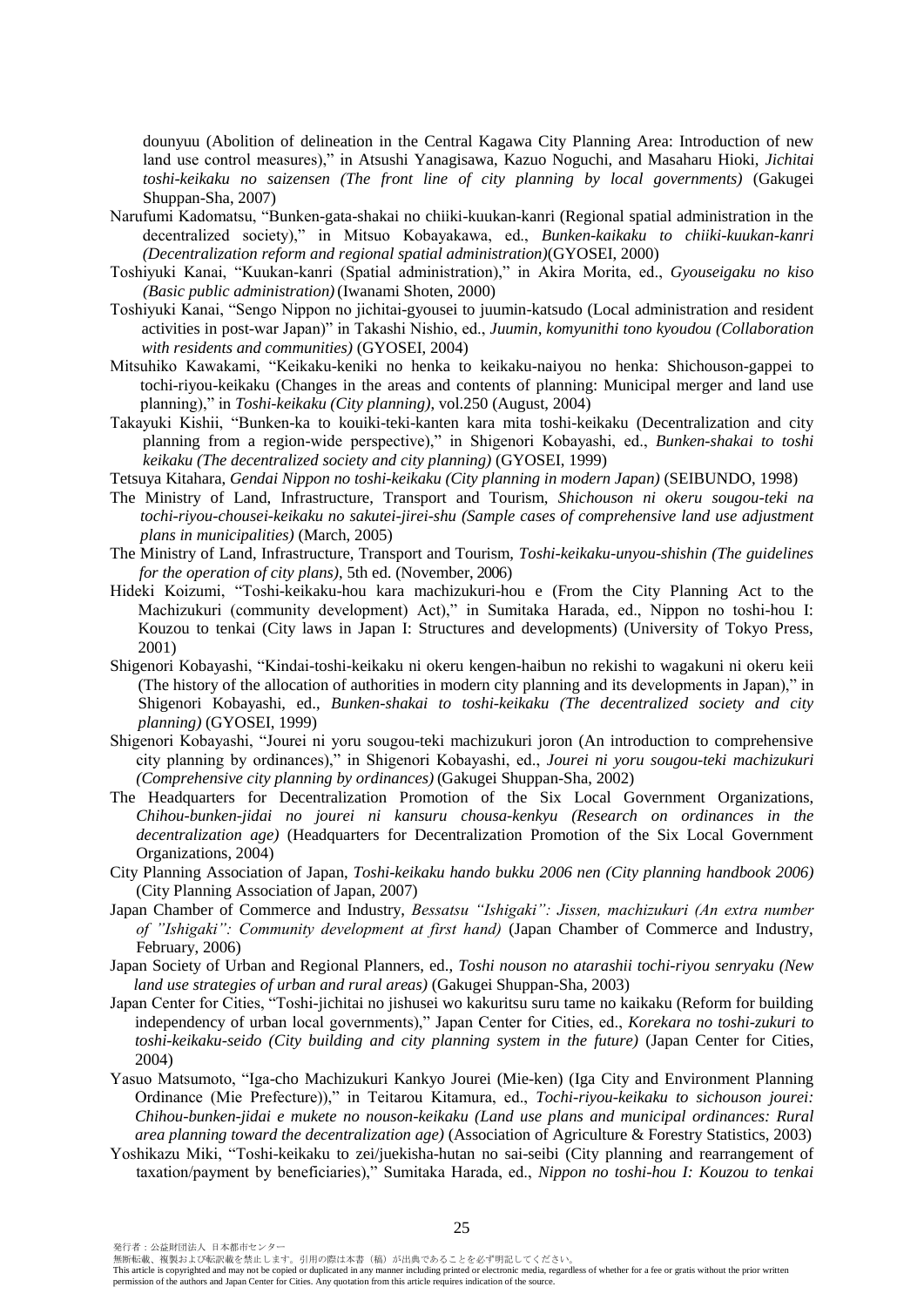dounyuu (Abolition of delineation in the Central Kagawa City Planning Area: Introduction of new land use control measures)," in Atsushi Yanagisawa, Kazuo Noguchi, and Masaharu Hioki, *Jichitai toshi-keikaku no saizensen (The front line of city planning by local governments)* (Gakugei Shuppan-Sha, 2007)

Narufumi Kadomatsu, "Bunken-gata-shakai no chiiki-kuukan-kanri (Regional spatial administration in the decentralized society)," in Mitsuo Kobayakawa, ed., *Bunken-kaikaku to chiiki-kuukan-kanri (Decentralization reform and regional spatial administration)*(GYOSEI, 2000)

Toshiyuki Kanai, "Kuukan-kanri (Spatial administration)," in Akira Morita, ed., *Gyouseigaku no kiso (Basic public administration)* (Iwanami Shoten, 2000)

Toshiyuki Kanai, "Sengo Nippon no jichitai-gyousei to juumin-katsudo (Local administration and resident activities in post-war Japan)" in Takashi Nishio, ed., *Juumin, komyunithi tono kyoudou (Collaboration with residents and communities)* (GYOSEI, 2004)

Mitsuhiko Kawakami, "Keikaku-keniki no henka to keikaku-naiyou no henka: Shichouson-gappei to tochi-riyou-keikaku (Changes in the areas and contents of planning: Municipal merger and land use planning)," in *Toshi-keikaku (City planning)*, vol.250 (August, 2004)

Takayuki Kishii, "Bunken-ka to kouiki-teki-kanten kara mita toshi-keikaku (Decentralization and city planning from a region-wide perspective)," in Shigenori Kobayashi, ed., *Bunken-shakai to toshi keikaku (The decentralized society and city planning)* (GYOSEI, 1999)

Tetsuya Kitahara, *Gendai Nippon no toshi-keikaku (City planning in modern Japan)* (SEIBUNDO, 1998)

The Ministry of Land, Infrastructure, Transport and Tourism, *Shichouson ni okeru sougou-teki na tochi-riyou-chousei-keikaku no sakutei-jirei-shu (Sample cases of comprehensive land use adjustment plans in municipalities)* (March, 2005)

The Ministry of Land, Infrastructure, Transport and Tourism, *Toshi-keikaku-unyou-shishin (The guidelines for the operation of city plans)*, 5th ed. (November, 2006)

Hideki Koizumi, "Toshi-keikaku-hou kara machizukuri-hou e (From the City Planning Act to the Machizukuri (community development) Act)," in Sumitaka Harada, ed., Nippon no toshi-hou I: Kouzou to tenkai (City laws in Japan I: Structures and developments) (University of Tokyo Press, 2001)

Shigenori Kobayashi, "Kindai-toshi-keikaku ni okeru kengen-haibun no rekishi to wagakuni ni okeru keii (The history of the allocation of authorities in modern city planning and its developments in Japan)," in Shigenori Kobayashi, ed., *Bunken-shakai to toshi-keikaku (The decentralized society and city planning)* (GYOSEI, 1999)

Shigenori Kobayashi, "Jourei ni yoru sougou-teki machizukuri joron (An introduction to comprehensive city planning by ordinances)," in Shigenori Kobayashi, ed., *Jourei ni yoru sougou-teki machizukuri (Comprehensive city planning by ordinances)* (Gakugei Shuppan-Sha, 2002)

The Headquarters for Decentralization Promotion of the Six Local Government Organizations, *Chihou-bunken-jidai no jourei ni kansuru chousa-kenkyu (Research on ordinances in the decentralization age)* (Headquarters for Decentralization Promotion of the Six Local Government Organizations, 2004)

City Planning Association of Japan, *Toshi-keikaku hando bukku 2006 nen (City planning handbook 2006)* (City Planning Association of Japan, 2007)

Japan Chamber of Commerce and Industry, *Bessatsu "Ishigaki": Jissen, machizukuri (An extra number of "Ishigaki": Community development at first hand)* (Japan Chamber of Commerce and Industry, February, 2006)

Japan Society of Urban and Regional Planners, ed., *Toshi nouson no atarashii tochi-riyou senryaku (New land use strategies of urban and rural areas)* (Gakugei Shuppan-Sha, 2003)

Japan Center for Cities, "Toshi-jichitai no jishusei wo kakuritsu suru tame no kaikaku (Reform for building independency of urban local governments)," Japan Center for Cities, ed., *Korekara no toshi-zukuri to toshi-keikaku-seido (City building and city planning system in the future)* (Japan Center for Cities, 2004)

Yasuo Matsumoto, "Iga-cho Machizukuri Kankyo Jourei (Mie-ken) (Iga City and Environment Planning Ordinance (Mie Prefecture))," in Teitarou Kitamura, ed., *Tochi-riyou-keikaku to sichouson jourei: Chihou-bunken-jidai e mukete no nouson-keikaku (Land use plans and municipal ordinances: Rural area planning toward the decentralization age)* (Association of Agriculture & Forestry Statistics, 2003)

Yoshikazu Miki, "Toshi-keikaku to zei/juekisha-hutan no sai-seibi (City planning and rearrangement of taxation/payment by beneficiaries)," Sumitaka Harada, ed., *Nippon no toshi-hou I: Kouzou to tenkai*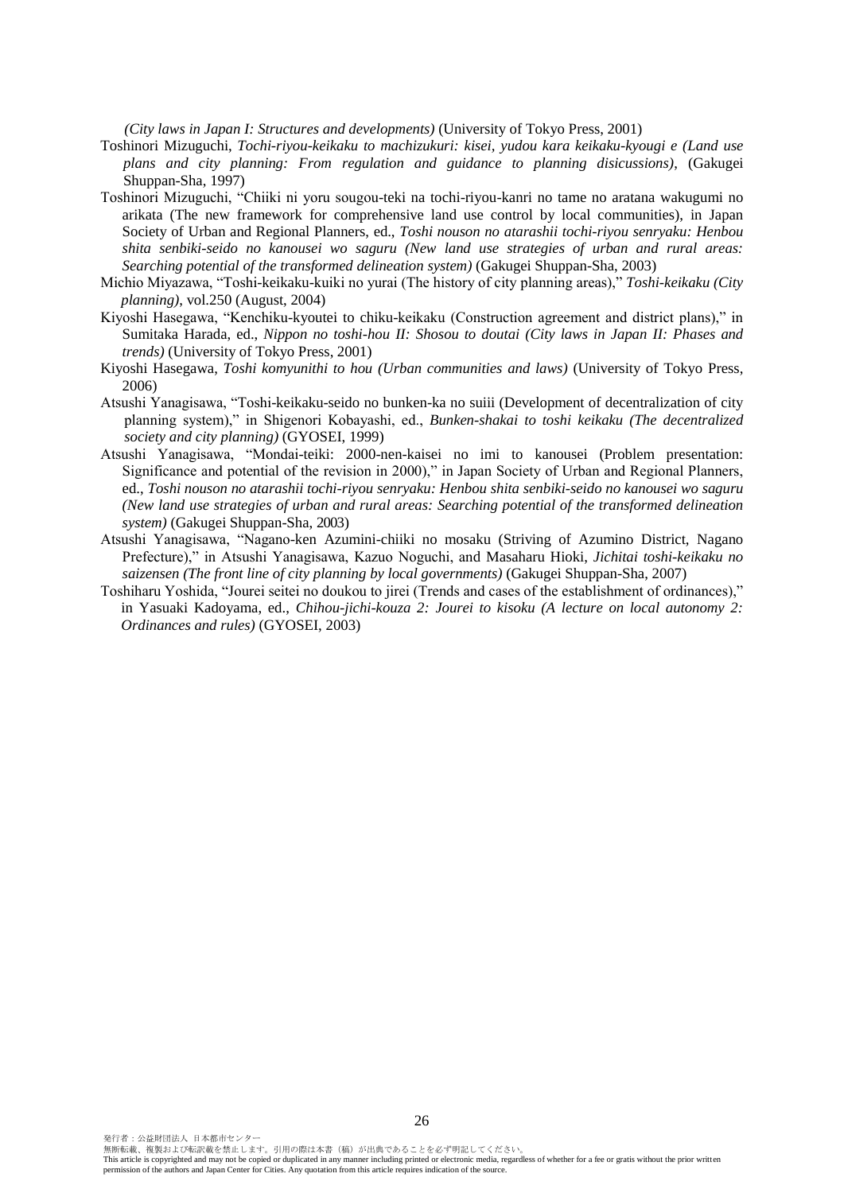*(City laws in Japan I: Structures and developments)* (University of Tokyo Press, 2001)

Toshinori Mizuguchi, *Tochi-riyou-keikaku to machizukuri: kisei, yudou kara keikaku-kyougi e (Land use plans and city planning: From regulation and guidance to planning disicussions)*, (Gakugei Shuppan-Sha, 1997)

Toshinori Mizuguchi, "Chiiki ni yoru sougou-teki na tochi-riyou-kanri no tame no aratana wakugumi no arikata (The new framework for comprehensive land use control by local communities), in Japan Society of Urban and Regional Planners, ed., *Toshi nouson no atarashii tochi-riyou senryaku: Henbou shita senbiki-seido no kanousei wo saguru (New land use strategies of urban and rural areas: Searching potential of the transformed delineation system)* (Gakugei Shuppan-Sha, 2003)

Michio Miyazawa, "Toshi-keikaku-kuiki no yurai (The history of city planning areas)," *Toshi-keikaku (City planning)*, vol.250 (August, 2004)

Kiyoshi Hasegawa, "Kenchiku-kyoutei to chiku-keikaku (Construction agreement and district plans)," in Sumitaka Harada, ed., *Nippon no toshi-hou II: Shosou to doutai (City laws in Japan II: Phases and trends)* (University of Tokyo Press, 2001)

Kiyoshi Hasegawa, *Toshi komyunithi to hou (Urban communities and laws)* (University of Tokyo Press, 2006)

Atsushi Yanagisawa, "Toshi-keikaku-seido no bunken-ka no suiii (Development of decentralization of city planning system)," in Shigenori Kobayashi, ed., *Bunken-shakai to toshi keikaku (The decentralized society and city planning)* (GYOSEI, 1999)

Atsushi Yanagisawa, "Mondai-teiki: 2000-nen-kaisei no imi to kanousei (Problem presentation: Significance and potential of the revision in 2000)," in Japan Society of Urban and Regional Planners, ed., *Toshi nouson no atarashii tochi-riyou senryaku: Henbou shita senbiki-seido no kanousei wo saguru (New land use strategies of urban and rural areas: Searching potential of the transformed delineation system)* (Gakugei Shuppan-Sha, 2003)

Atsushi Yanagisawa, "Nagano-ken Azumini-chiiki no mosaku (Striving of Azumino District, Nagano Prefecture)," in Atsushi Yanagisawa, Kazuo Noguchi, and Masaharu Hioki, *Jichitai toshi-keikaku no saizensen (The front line of city planning by local governments)* (Gakugei Shuppan-Sha, 2007)

Toshiharu Yoshida, "Jourei seitei no doukou to jirei (Trends and cases of the establishment of ordinances)," in Yasuaki Kadoyama, ed., *Chihou-jichi-kouza 2: Jourei to kisoku (A lecture on local autonomy 2: Ordinances and rules)* (GYOSEI, 2003)